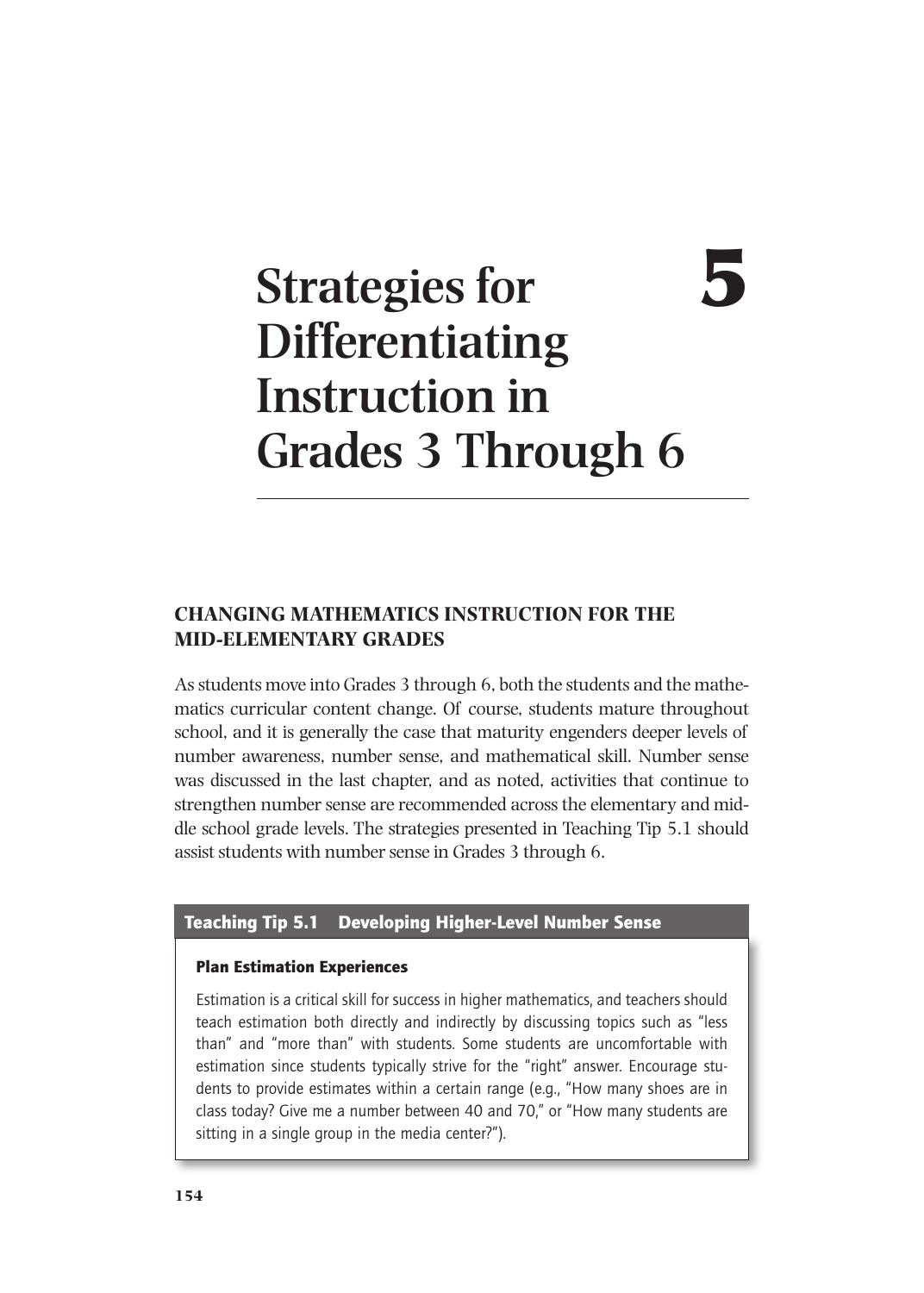# 5 Strategies for Differentiating Instruction in Grades 3 Through 6

## CHANGING MATHEMATICS INSTRUCTION FOR THE MID-ELEMENTARY GRADES

As students move into Grades 3 through 6, both the students and the mathematics curricular content change. Of course, students mature throughout school, and it is generally the case that maturity engenders deeper levels of number awareness, number sense, and mathematical skill. Number sense was discussed in the last chapter, and as noted, activities that continue to strengthen number sense are recommended across the elementary and middle school grade levels. The strategies presented in Teaching Tip 5.1 should assist students with number sense in Grades 3 through 6.

### Teaching Tip 5.1 Developing Higher-Level Number Sense

**Plan Estimation Experiences**

Estimation is a critical skill for success in higher mathematics, and teachers should teach estimation both directly and indirectly by discussing topics such as "less than" and "more than" with students. Some students are uncomfortable with estimation since students typically strive for the "right" answer. Encourage students to provide estimates within a certain range (e.g., "How many shoes are in class today? Give me a number between 40 and 70," or "How many students are sitting in a single group in the media center?").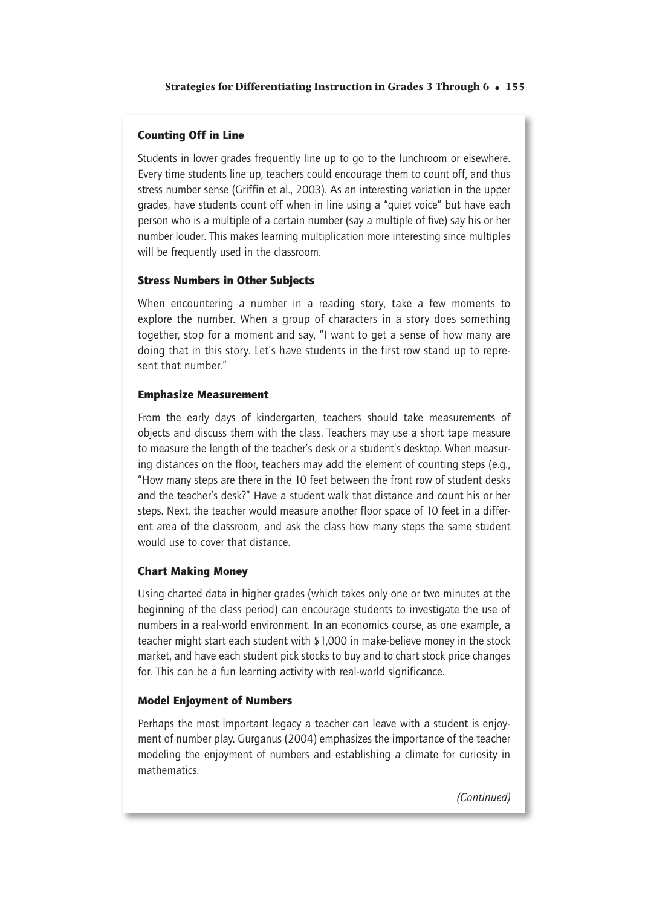### Counting Off in Line

Students in lower grades frequently line up to go to the lunchroom or elsewhere. Every time students line up, teachers could encourage them to count off, and thus stress number sense (Griffin et al., 2003). As an interesting variation in the upper grades, have students count off when in line using a "quiet voice" but have each person who is a multiple of a certain number (say a multiple of five) say his or her number louder. This makes learning multiplication more interesting since multiples will be frequently used in the classroom.

### Stress Numbers in Other Subjects

When encountering a number in a reading story, take a few moments to explore the number. When a group of characters in a story does something together, stop for a moment and say, "I want to get a sense of how many are doing that in this story. Let's have students in the first row stand up to represent that number."

### Emphasize Measurement

From the early days of kindergarten, teachers should take measurements of objects and discuss them with the class. Teachers may use a short tape measure to measure the length of the teacher's desk or a student's desktop. When measuring distances on the floor, teachers may add the element of counting steps (e.g., "How many steps are there in the 10 feet between the front row of student desks and the teacher's desk?" Have a student walk that distance and count his or her steps. Next, the teacher would measure another floor space of 10 feet in a different area of the classroom, and ask the class how many steps the same student would use to cover that distance.

### Chart Making Money

Using charted data in higher grades (which takes only one or two minutes at the beginning of the class period) can encourage students to investigate the use of numbers in a real-world environment. In an economics course, as one example, a teacher might start each student with $1,000 in make-believe money in the stock market, and have each student pick stocks to buy and to chart stock price changes for. This can be a fun learning activity with real-world significance.

### Model Enjoyment of Numbers

Perhaps the most important legacy a teacher can leave with a student is enjoyment of number play. Gurganus (2004) emphasizes the importance of the teacher modeling the enjoyment of numbers and establishing a climate for curiosity in mathematics.

*(Continued)*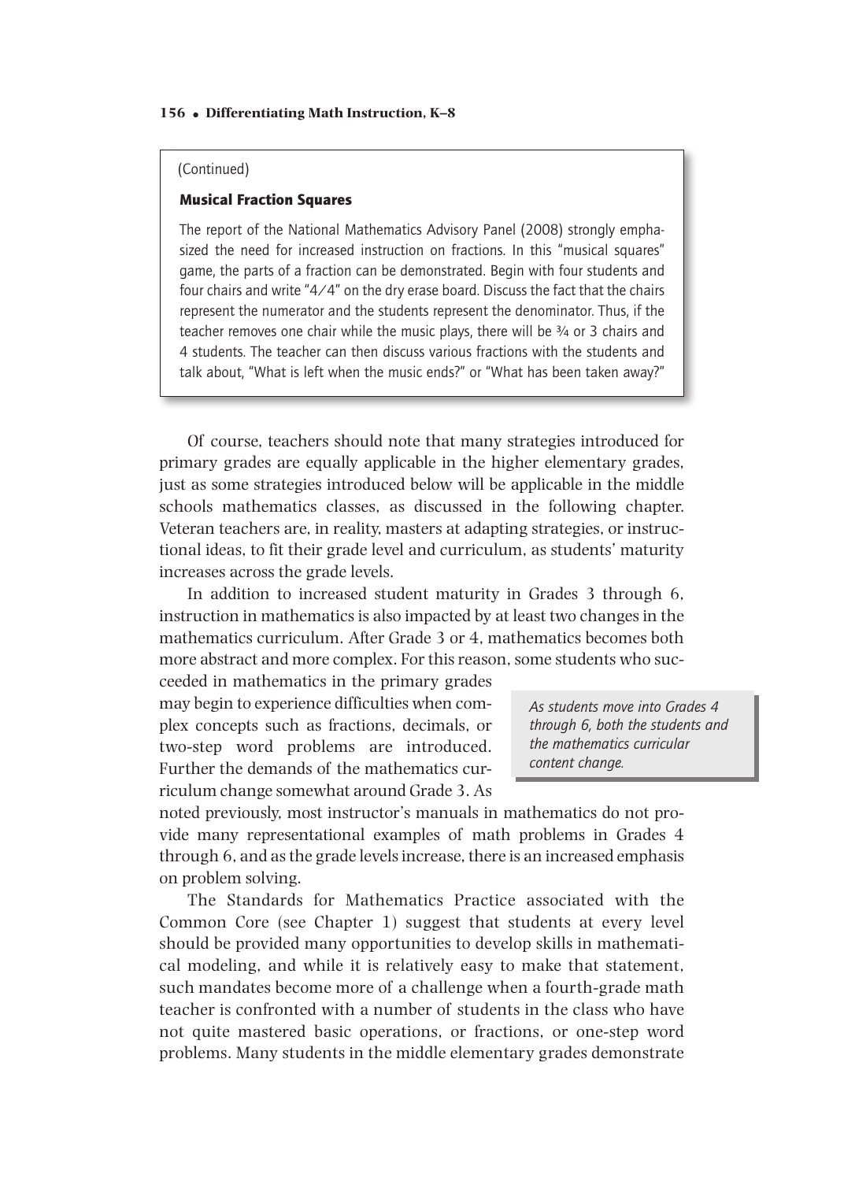(Continued)

**Musical Fraction Squares**

The report of the National Mathematics Advisory Panel (2008) strongly emphasized the need for increased instruction on fractions. In this "musical squares" game, the parts of a fraction can be demonstrated. Begin with four students and four chairs and write "4/4" on the dry erase board. Discuss the fact that the chairs represent the numerator and the students represent the denominator. Thus, if the teacher removes one chair while the music plays, there will be ¾ or 3 chairs and 4 students. The teacher can then discuss various fractions with the students and talk about, "What is left when the music ends?" or "What has been taken away?"

Of course, teachers should note that many strategies introduced for primary grades are equally applicable in the higher elementary grades, just as some strategies introduced below will be applicable in the middle schools mathematics classes, as discussed in the following chapter. Veteran teachers are, in reality, masters at adapting strategies, or instructional ideas, to fit their grade level and curriculum, as students' maturity increases across the grade levels.

In addition to increased student maturity in Grades 3 through 6, instruction in mathematics is also impacted by at least two changes in the mathematics curriculum. After Grade 3 or 4, mathematics becomes both more abstract and more complex. For this reason, some students who succeeded in mathematics in the primary grades may begin to experience difficulties when complex concepts such as fractions, decimals, or two-step word problems are introduced. Further the demands of the mathematics curriculum change somewhat around Grade 3. As noted previously, most instructor's manuals in mathematics do not provide many representational examples of math problems in Grades 4 through 6, and as the grade levels increase, there is an increased emphasis on problem solving.

*As students move into Grades 4 through 6, both the students and the mathematics curricular content change.*

The Standards for Mathematics Practice associated with the Common Core (see Chapter 1) suggest that students at every level should be provided many opportunities to develop skills in mathematical modeling, and while it is relatively easy to make that statement, such mandates become more of a challenge when a fourth-grade math teacher is confronted with a number of students in the class who have not quite mastered basic operations, or fractions, or one-step word problems. Many students in the middle elementary grades demonstrate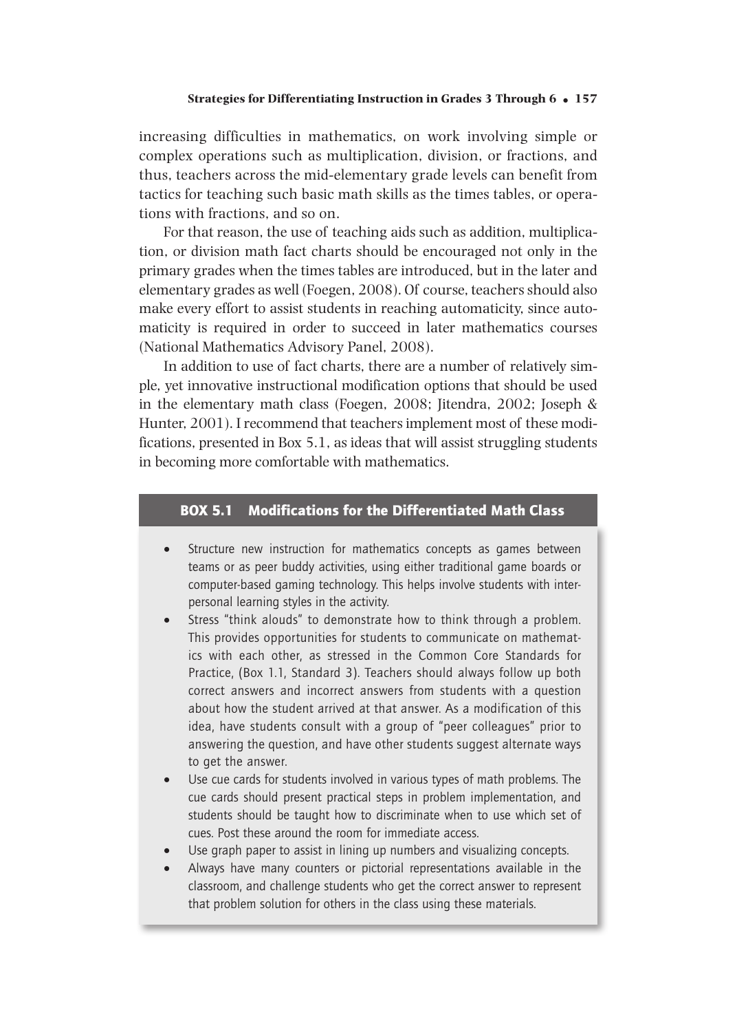increasing difficulties in mathematics, on work involving simple or complex operations such as multiplication, division, or fractions, and thus, teachers across the mid-elementary grade levels can benefit from tactics for teaching such basic math skills as the times tables, or operations with fractions, and so on.

For that reason, the use of teaching aids such as addition, multiplication, or division math fact charts should be encouraged not only in the primary grades when the times tables are introduced, but in the later and elementary grades as well (Foegen, 2008). Of course, teachers should also make every effort to assist students in reaching automaticity, since automaticity is required in order to succeed in later mathematics courses (National Mathematics Advisory Panel, 2008).

In addition to use of fact charts, there are a number of relatively simple, yet innovative instructional modification options that should be used in the elementary math class (Foegen, 2008; Jitendra, 2002; Joseph & Hunter, 2001). I recommend that teachers implement most of these modifications, presented in Box 5.1, as ideas that will assist struggling students in becoming more comfortable with mathematics.

### BOX 5.1 Modifications for the Differentiated Math Class

- Structure new instruction for mathematics concepts as games between teams or as peer buddy activities, using either traditional game boards or computer-based gaming technology. This helps involve students with interpersonal learning styles in the activity.
- Stress "think alouds" to demonstrate how to think through a problem. This provides opportunities for students to communicate on mathematics with each other, as stressed in the Common Core Standards for Practice, (Box 1.1, Standard 3). Teachers should always follow up both correct answers and incorrect answers from students with a question about how the student arrived at that answer. As a modification of this idea, have students consult with a group of "peer colleagues" prior to answering the question, and have other students suggest alternate ways to get the answer.
- Use cue cards for students involved in various types of math problems. The cue cards should present practical steps in problem implementation, and students should be taught how to discriminate when to use which set of cues. Post these around the room for immediate access.
- Use graph paper to assist in lining up numbers and visualizing concepts.
- Always have many counters or pictorial representations available in the classroom, and challenge students who get the correct answer to represent that problem solution for others in the class using these materials.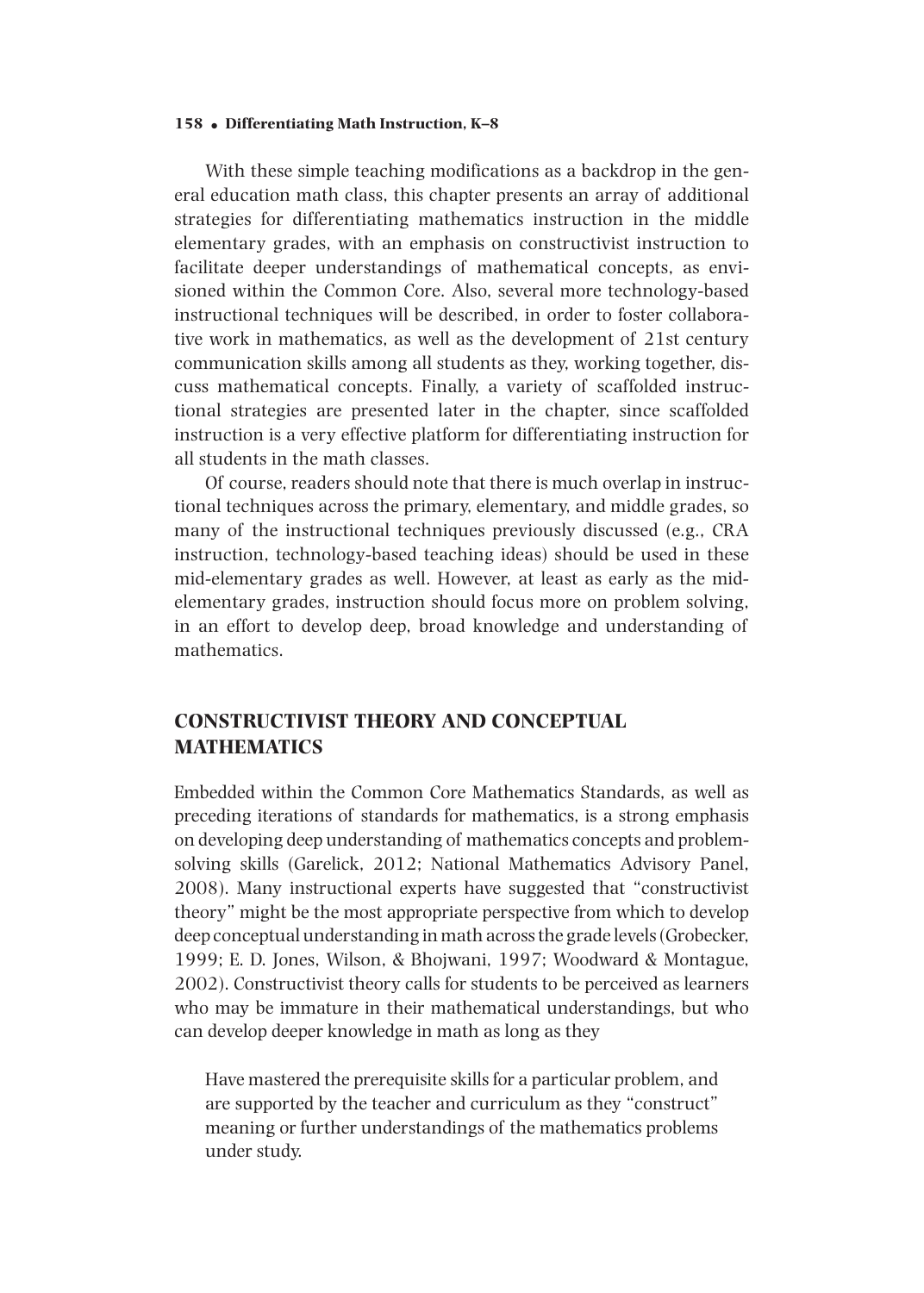With these simple teaching modifications as a backdrop in the general education math class, this chapter presents an array of additional strategies for differentiating mathematics instruction in the middle elementary grades, with an emphasis on constructivist instruction to facilitate deeper understandings of mathematical concepts, as envisioned within the Common Core. Also, several more technology-based instructional techniques will be described, in order to foster collaborative work in mathematics, as well as the development of 21st century communication skills among all students as they, working together, discuss mathematical concepts. Finally, a variety of scaffolded instructional strategies are presented later in the chapter, since scaffolded instruction is a very effective platform for differentiating instruction for all students in the math classes.

Of course, readers should note that there is much overlap in instructional techniques across the primary, elementary, and middle grades, so many of the instructional techniques previously discussed (e.g., CRA instruction, technology-based teaching ideas) should be used in these mid-elementary grades as well. However, at least as early as the mid-elementary grades, instruction should focus more on problem solving, in an effort to develop deep, broad knowledge and understanding of mathematics.

## CONSTRUCTIVIST THEORY AND CONCEPTUAL MATHEMATICS

Embedded within the Common Core Mathematics Standards, as well as preceding iterations of standards for mathematics, is a strong emphasis on developing deep understanding of mathematics concepts and problem-solving skills (Garelick, 2012; National Mathematics Advisory Panel, 2008). Many instructional experts have suggested that "constructivist theory" might be the most appropriate perspective from which to develop deep conceptual understanding in math across the grade levels (Grobecker, 1999; E. D. Jones, Wilson, & Bhojwani, 1997; Woodward & Montague, 2002). Constructivist theory calls for students to be perceived as learners who may be immature in their mathematical understandings, but who can develop deeper knowledge in math as long as they

> Have mastered the prerequisite skills for a particular problem, and are supported by the teacher and curriculum as they "construct" meaning or further understandings of the mathematics problems under study.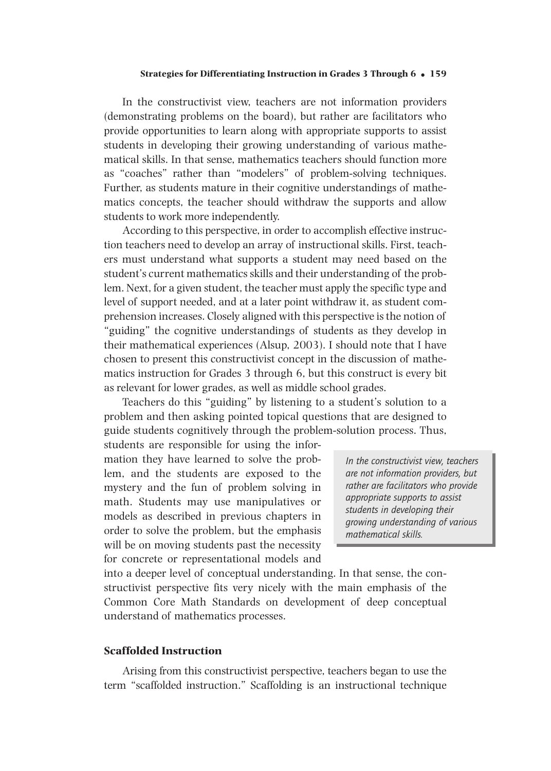In the constructivist view, teachers are not information providers (demonstrating problems on the board), but rather are facilitators who provide opportunities to learn along with appropriate supports to assist students in developing their growing understanding of various mathematical skills. In that sense, mathematics teachers should function more as "coaches" rather than "modelers" of problem-solving techniques. Further, as students mature in their cognitive understandings of mathematics concepts, the teacher should withdraw the supports and allow students to work more independently.

According to this perspective, in order to accomplish effective instruction teachers need to develop an array of instructional skills. First, teachers must understand what supports a student may need based on the student's current mathematics skills and their understanding of the problem. Next, for a given student, the teacher must apply the specific type and level of support needed, and at a later point withdraw it, as student comprehension increases. Closely aligned with this perspective is the notion of "guiding" the cognitive understandings of students as they develop in their mathematical experiences (Alsup, 2003). I should note that I have chosen to present this constructivist concept in the discussion of mathematics instruction for Grades 3 through 6, but this construct is every bit as relevant for lower grades, as well as middle school grades.

Teachers do this "guiding" by listening to a student's solution to a problem and then asking pointed topical questions that are designed to guide students cognitively through the problem-solution process. Thus, students are responsible for using the information they have learned to solve the problem, and the students are exposed to the mystery and the fun of problem solving in math. Students may use manipulatives or models as described in previous chapters in order to solve the problem, but the emphasis will be on moving students past the necessity for concrete or representational models and into a deeper level of conceptual understanding. In that sense, the constructivist perspective fits very nicely with the main emphasis of the Common Core Math Standards on development of deep conceptual understand of mathematics processes.

> *In the constructivist view, teachers are not information providers, but rather are facilitators who provide appropriate supports to assist students in developing their growing understanding of various mathematical skills.*

### Scaffolded Instruction

Arising from this constructivist perspective, teachers began to use the term "scaffolded instruction." Scaffolding is an instructional technique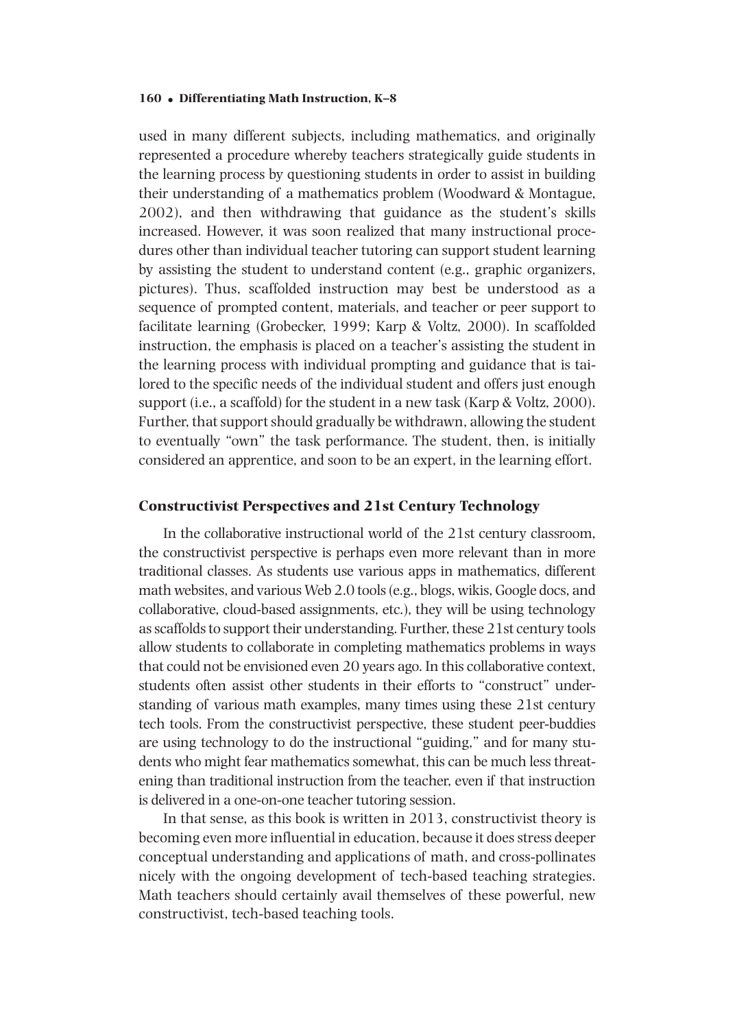used in many different subjects, including mathematics, and originally represented a procedure whereby teachers strategically guide students in the learning process by questioning students in order to assist in building their understanding of a mathematics problem (Woodward & Montague, 2002), and then withdrawing that guidance as the student's skills increased. However, it was soon realized that many instructional procedures other than individual teacher tutoring can support student learning by assisting the student to understand content (e.g., graphic organizers, pictures). Thus, scaffolded instruction may best be understood as a sequence of prompted content, materials, and teacher or peer support to facilitate learning (Grobecker, 1999; Karp & Voltz, 2000). In scaffolded instruction, the emphasis is placed on a teacher's assisting the student in the learning process with individual prompting and guidance that is tailored to the specific needs of the individual student and offers just enough support (i.e., a scaffold) for the student in a new task (Karp & Voltz, 2000). Further, that support should gradually be withdrawn, allowing the student to eventually "own" the task performance. The student, then, is initially considered an apprentice, and soon to be an expert, in the learning effort.

### Constructivist Perspectives and 21st Century Technology

In the collaborative instructional world of the 21st century classroom, the constructivist perspective is perhaps even more relevant than in more traditional classes. As students use various apps in mathematics, different math websites, and various Web 2.0 tools (e.g., blogs, wikis, Google docs, and collaborative, cloud-based assignments, etc.), they will be using technology as scaffolds to support their understanding. Further, these 21st century tools allow students to collaborate in completing mathematics problems in ways that could not be envisioned even 20 years ago. In this collaborative context, students often assist other students in their efforts to "construct" understanding of various math examples, many times using these 21st century tech tools. From the constructivist perspective, these student peer-buddies are using technology to do the instructional "guiding," and for many students who might fear mathematics somewhat, this can be much less threatening than traditional instruction from the teacher, even if that instruction is delivered in a one-on-one teacher tutoring session.

In that sense, as this book is written in 2013, constructivist theory is becoming even more influential in education, because it does stress deeper conceptual understanding and applications of math, and cross-pollinates nicely with the ongoing development of tech-based teaching strategies. Math teachers should certainly avail themselves of these powerful, new constructivist, tech-based teaching tools.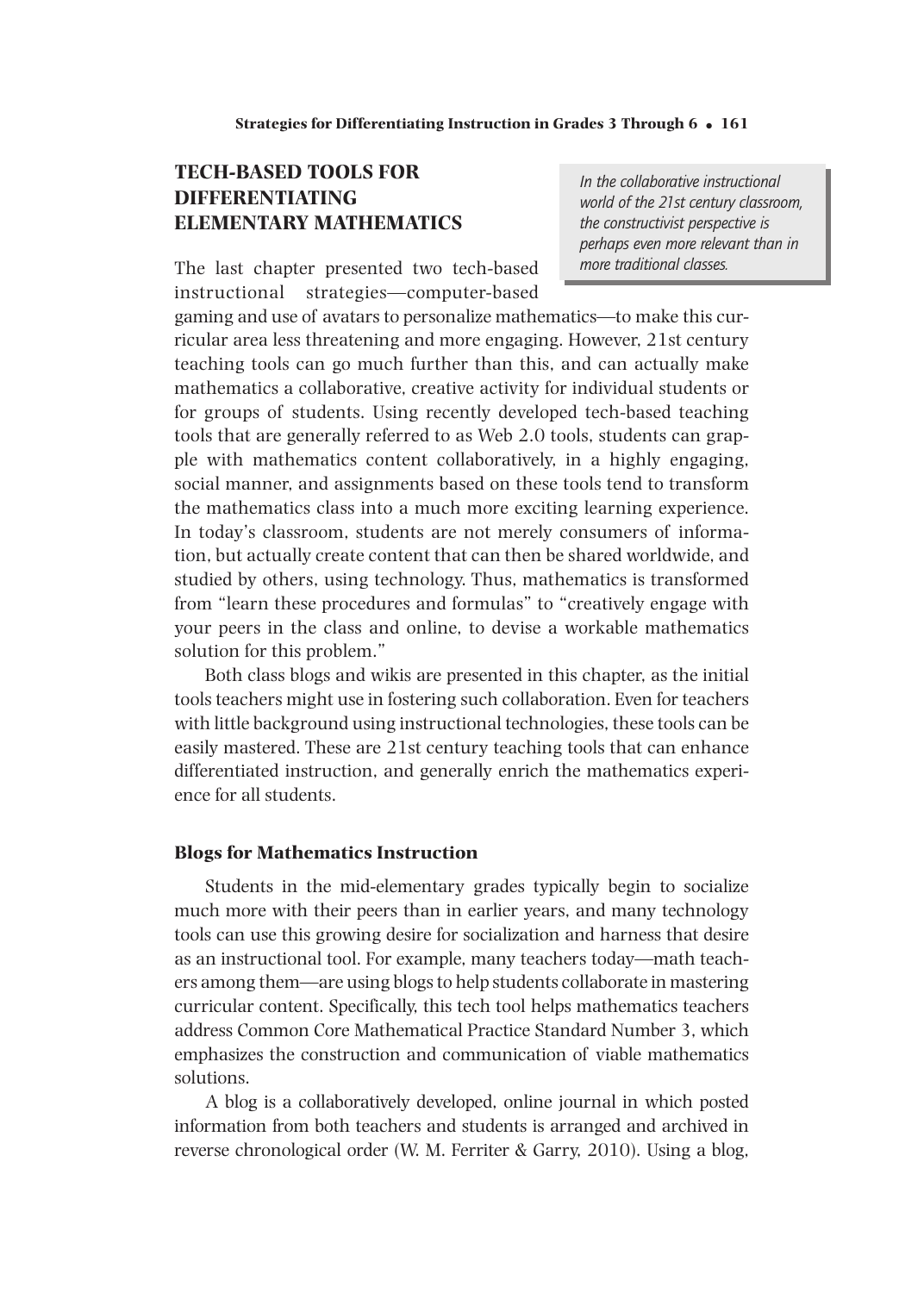## TECH-BASED TOOLS FOR DIFFERENTIATING ELEMENTARY MATHEMATICS

*In the collaborative instructional world of the 21st century classroom, the constructivist perspective is perhaps even more relevant than in more traditional classes.*

The last chapter presented two tech-based instructional strategies—computer-based gaming and use of avatars to personalize mathematics—to make this curricular area less threatening and more engaging. However, 21st century teaching tools can go much further than this, and can actually make mathematics a collaborative, creative activity for individual students or for groups of students. Using recently developed tech-based teaching tools that are generally referred to as Web 2.0 tools, students can grapple with mathematics content collaboratively, in a highly engaging, social manner, and assignments based on these tools tend to transform the mathematics class into a much more exciting learning experience. In today's classroom, students are not merely consumers of information, but actually create content that can then be shared worldwide, and studied by others, using technology. Thus, mathematics is transformed from "learn these procedures and formulas" to "creatively engage with your peers in the class and online, to devise a workable mathematics solution for this problem."

Both class blogs and wikis are presented in this chapter, as the initial tools teachers might use in fostering such collaboration. Even for teachers with little background using instructional technologies, these tools can be easily mastered. These are 21st century teaching tools that can enhance differentiated instruction, and generally enrich the mathematics experience for all students.

### Blogs for Mathematics Instruction

Students in the mid-elementary grades typically begin to socialize much more with their peers than in earlier years, and many technology tools can use this growing desire for socialization and harness that desire as an instructional tool. For example, many teachers today—math teachers among them—are using blogs to help students collaborate in mastering curricular content. Specifically, this tech tool helps mathematics teachers address Common Core Mathematical Practice Standard Number 3, which emphasizes the construction and communication of viable mathematics solutions.

A blog is a collaboratively developed, online journal in which posted information from both teachers and students is arranged and archived in reverse chronological order (W. M. Ferriter & Garry, 2010). Using a blog,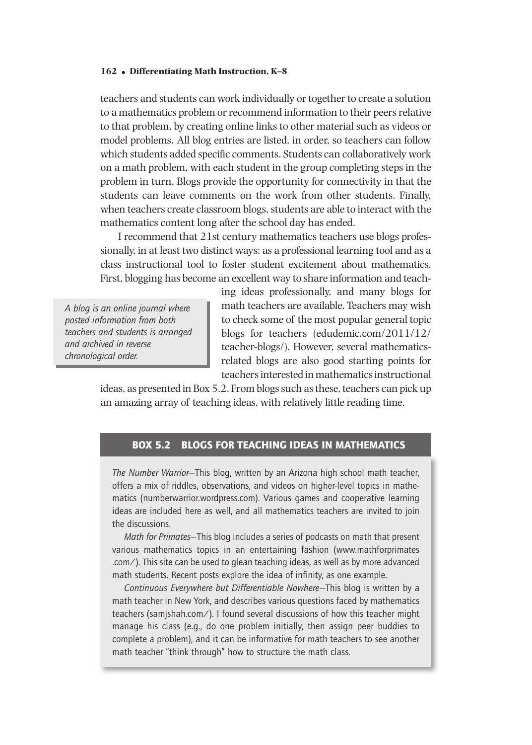teachers and students can work individually or together to create a solution to a mathematics problem or recommend information to their peers relative to that problem, by creating online links to other material such as videos or model problems. All blog entries are listed, in order, so teachers can follow which students added specific comments. Students can collaboratively work on a math problem, with each student in the group completing steps in the problem in turn. Blogs provide the opportunity for connectivity in that the students can leave comments on the work from other students. Finally, when teachers create classroom blogs, students are able to interact with the mathematics content long after the school day has ended.

I recommend that 21st century mathematics teachers use blogs professionally, in at least two distinct ways: as a professional learning tool and as a class instructional tool to foster student excitement about mathematics. First, blogging has become an excellent way to share information and teaching ideas professionally, and many blogs for math teachers are available. Teachers may wish to check some of the most popular general topic blogs for teachers (edudemic.com/2011/12/teacher-blogs/). However, several mathematics-related blogs are also good starting points for teachers interested in mathematics instructional ideas, as presented in Box 5.2. From blogs such as these, teachers can pick up an amazing array of teaching ideas, with relatively little reading time.

> *A blog is an online journal where posted information from both teachers and students is arranged and archived in reverse chronological order.*

### BOX 5.2 BLOGS FOR TEACHING IDEAS IN MATHEMATICS

*The Number Warrior*—This blog, written by an Arizona high school math teacher, offers a mix of riddles, observations, and videos on higher-level topics in mathematics (numberwarrior.wordpress.com). Various games and cooperative learning ideas are included here as well, and all mathematics teachers are invited to join the discussions.

*Math for Primates*—This blog includes a series of podcasts on math that present various mathematics topics in an entertaining fashion (www.mathforprimates.com/). This site can be used to glean teaching ideas, as well as by more advanced math students. Recent posts explore the idea of infinity, as one example.

*Continuous Everywhere but Differentiable Nowhere*—This blog is written by a math teacher in New York, and describes various questions faced by mathematics teachers (samjshah.com/). I found several discussions of how this teacher might manage his class (e.g., do one problem initially, then assign peer buddies to complete a problem), and it can be informative for math teachers to see another math teacher "think through" how to structure the math class.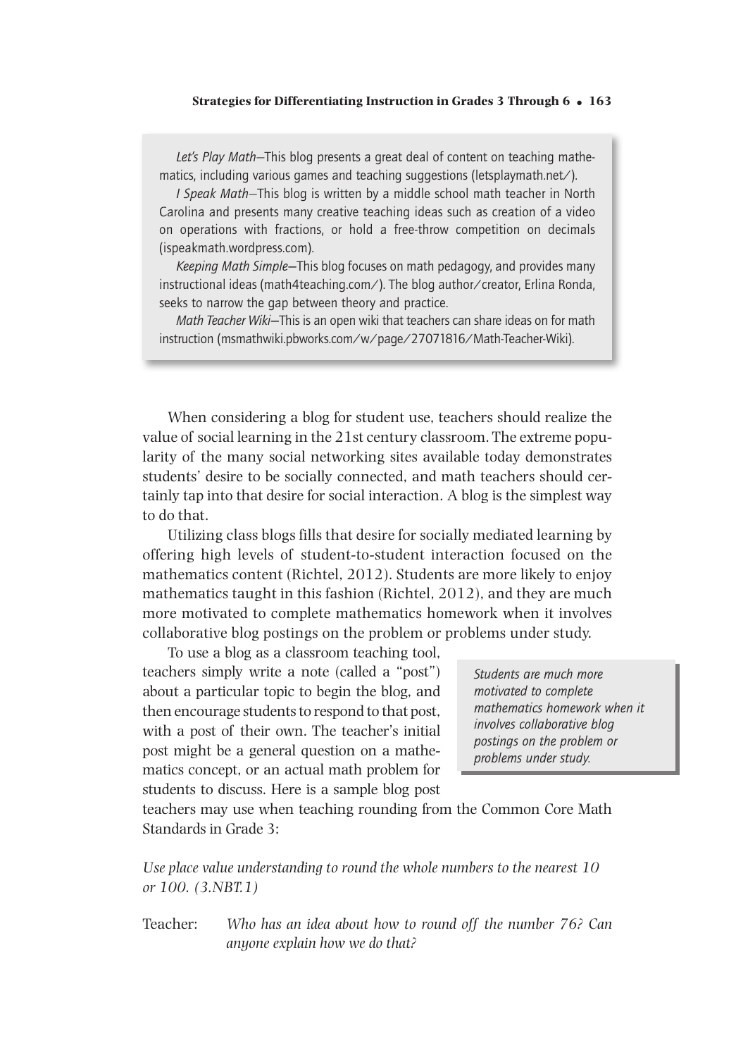*Let's Play Math*—This blog presents a great deal of content on teaching mathematics, including various games and teaching suggestions (letsplaymath.net/).

*I Speak Math*—This blog is written by a middle school math teacher in North Carolina and presents many creative teaching ideas such as creation of a video on operations with fractions, or hold a free-throw competition on decimals (ispeakmath.wordpress.com).

*Keeping Math Simple*—This blog focuses on math pedagogy, and provides many instructional ideas (math4teaching.com/). The blog author/creator, Erlina Ronda, seeks to narrow the gap between theory and practice.

*Math Teacher Wiki*—This is an open wiki that teachers can share ideas on for math instruction (msmathwiki.pbworks.com/w/page/27071816/Math-Teacher-Wiki).

When considering a blog for student use, teachers should realize the value of social learning in the 21st century classroom. The extreme popularity of the many social networking sites available today demonstrates students' desire to be socially connected, and math teachers should certainly tap into that desire for social interaction. A blog is the simplest way to do that.

Utilizing class blogs fills that desire for socially mediated learning by offering high levels of student-to-student interaction focused on the mathematics content (Richtel, 2012). Students are more likely to enjoy mathematics taught in this fashion (Richtel, 2012), and they are much more motivated to complete mathematics homework when it involves collaborative blog postings on the problem or problems under study.

> *Students are much more motivated to complete mathematics homework when it involves collaborative blog postings on the problem or problems under study.*

To use a blog as a classroom teaching tool, teachers simply write a note (called a "post") about a particular topic to begin the blog, and then encourage students to respond to that post, with a post of their own. The teacher's initial post might be a general question on a mathematics concept, or an actual math problem for students to discuss. Here is a sample blog post teachers may use when teaching rounding from the Common Core Math Standards in Grade 3:

*Use place value understanding to round the whole numbers to the nearest 10 or 100. (3.NBT.1)*

Teacher: *Who has an idea about how to round off the number 76? Can anyone explain how we do that?*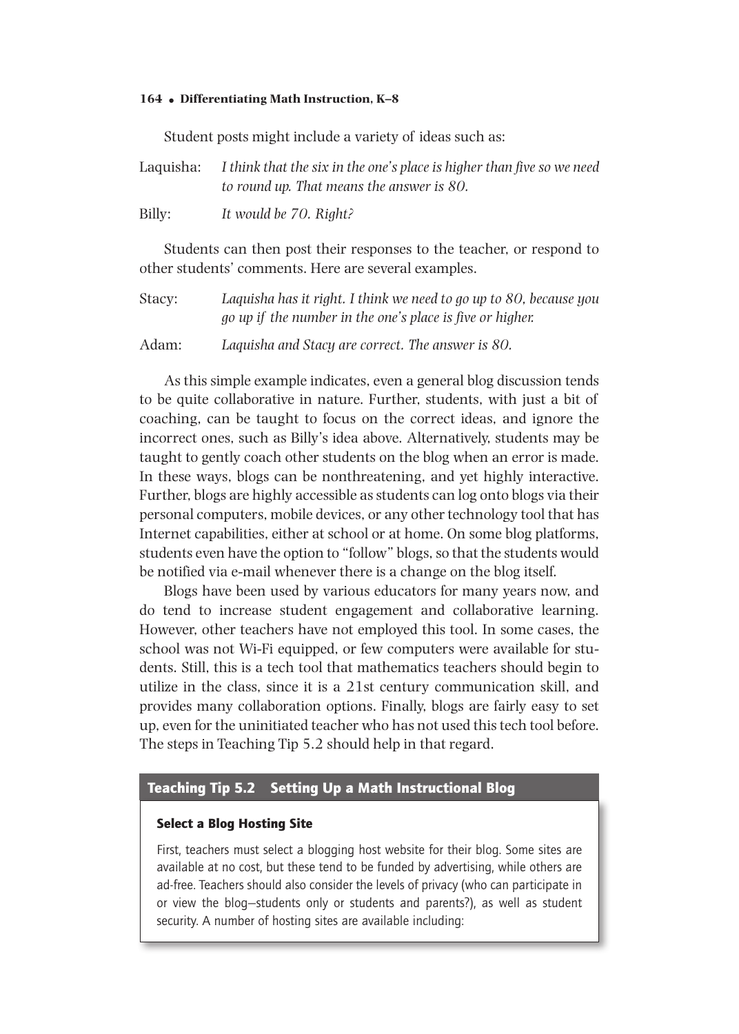Student posts might include a variety of ideas such as:

Laquisha: *I think that the six in the one's place is higher than five so we need to round up. That means the answer is 80.*

Billy: *It would be 70. Right?*

Students can then post their responses to the teacher, or respond to other students' comments. Here are several examples.

Stacy: *Laquisha has it right. I think we need to go up to 80, because you go up if the number in the one's place is five or higher.*

Adam: *Laquisha and Stacy are correct. The answer is 80.*

As this simple example indicates, even a general blog discussion tends to be quite collaborative in nature. Further, students, with just a bit of coaching, can be taught to focus on the correct ideas, and ignore the incorrect ones, such as Billy's idea above. Alternatively, students may be taught to gently coach other students on the blog when an error is made. In these ways, blogs can be nonthreatening, and yet highly interactive. Further, blogs are highly accessible as students can log onto blogs via their personal computers, mobile devices, or any other technology tool that has Internet capabilities, either at school or at home. On some blog platforms, students even have the option to "follow" blogs, so that the students would be notified via e-mail whenever there is a change on the blog itself.

Blogs have been used by various educators for many years now, and do tend to increase student engagement and collaborative learning. However, other teachers have not employed this tool. In some cases, the school was not Wi-Fi equipped, or few computers were available for students. Still, this is a tech tool that mathematics teachers should begin to utilize in the class, since it is a 21st century communication skill, and provides many collaboration options. Finally, blogs are fairly easy to set up, even for the uninitiated teacher who has not used this tech tool before. The steps in Teaching Tip 5.2 should help in that regard.

## Teaching Tip 5.2 Setting Up a Math Instructional Blog

### Select a Blog Hosting Site

First, teachers must select a blogging host website for their blog. Some sites are available at no cost, but these tend to be funded by advertising, while others are ad-free. Teachers should also consider the levels of privacy (who can participate in or view the blog—students only or students and parents?), as well as student security. A number of hosting sites are available including: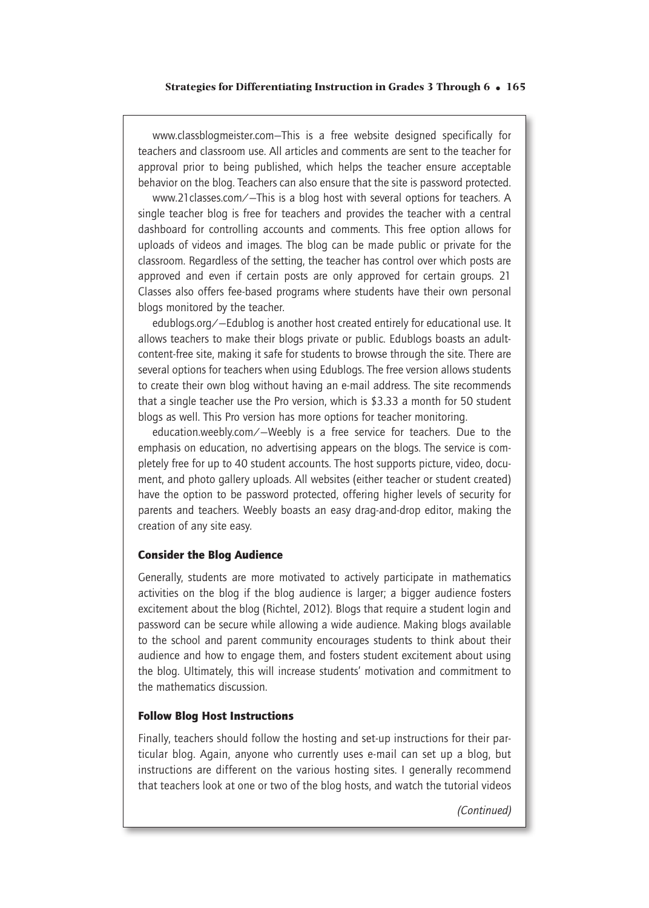www.classblogmeister.com—This is a free website designed specifically for teachers and classroom use. All articles and comments are sent to the teacher for approval prior to being published, which helps the teacher ensure acceptable behavior on the blog. Teachers can also ensure that the site is password protected.

www.21classes.com/—This is a blog host with several options for teachers. A single teacher blog is free for teachers and provides the teacher with a central dashboard for controlling accounts and comments. This free option allows for uploads of videos and images. The blog can be made public or private for the classroom. Regardless of the setting, the teacher has control over which posts are approved and even if certain posts are only approved for certain groups. 21 Classes also offers fee-based programs where students have their own personal blogs monitored by the teacher.

edublogs.org/—Edublog is another host created entirely for educational use. It allows teachers to make their blogs private or public. Edublogs boasts an adult-content-free site, making it safe for students to browse through the site. There are several options for teachers when using Edublogs. The free version allows students to create their own blog without having an e-mail address. The site recommends that a single teacher use the Pro version, which is $3.33 a month for 50 student blogs as well. This Pro version has more options for teacher monitoring.

education.weebly.com/—Weebly is a free service for teachers. Due to the emphasis on education, no advertising appears on the blogs. The service is completely free for up to 40 student accounts. The host supports picture, video, document, and photo gallery uploads. All websites (either teacher or student created) have the option to be password protected, offering higher levels of security for parents and teachers. Weebly boasts an easy drag-and-drop editor, making the creation of any site easy.

#### Consider the Blog Audience

Generally, students are more motivated to actively participate in mathematics activities on the blog if the blog audience is larger; a bigger audience fosters excitement about the blog (Richtel, 2012). Blogs that require a student login and password can be secure while allowing a wide audience. Making blogs available to the school and parent community encourages students to think about their audience and how to engage them, and fosters student excitement about using the blog. Ultimately, this will increase students' motivation and commitment to the mathematics discussion.

#### Follow Blog Host Instructions

Finally, teachers should follow the hosting and set-up instructions for their particular blog. Again, anyone who currently uses e-mail can set up a blog, but instructions are different on the various hosting sites. I generally recommend that teachers look at one or two of the blog hosts, and watch the tutorial videos

*(Continued)*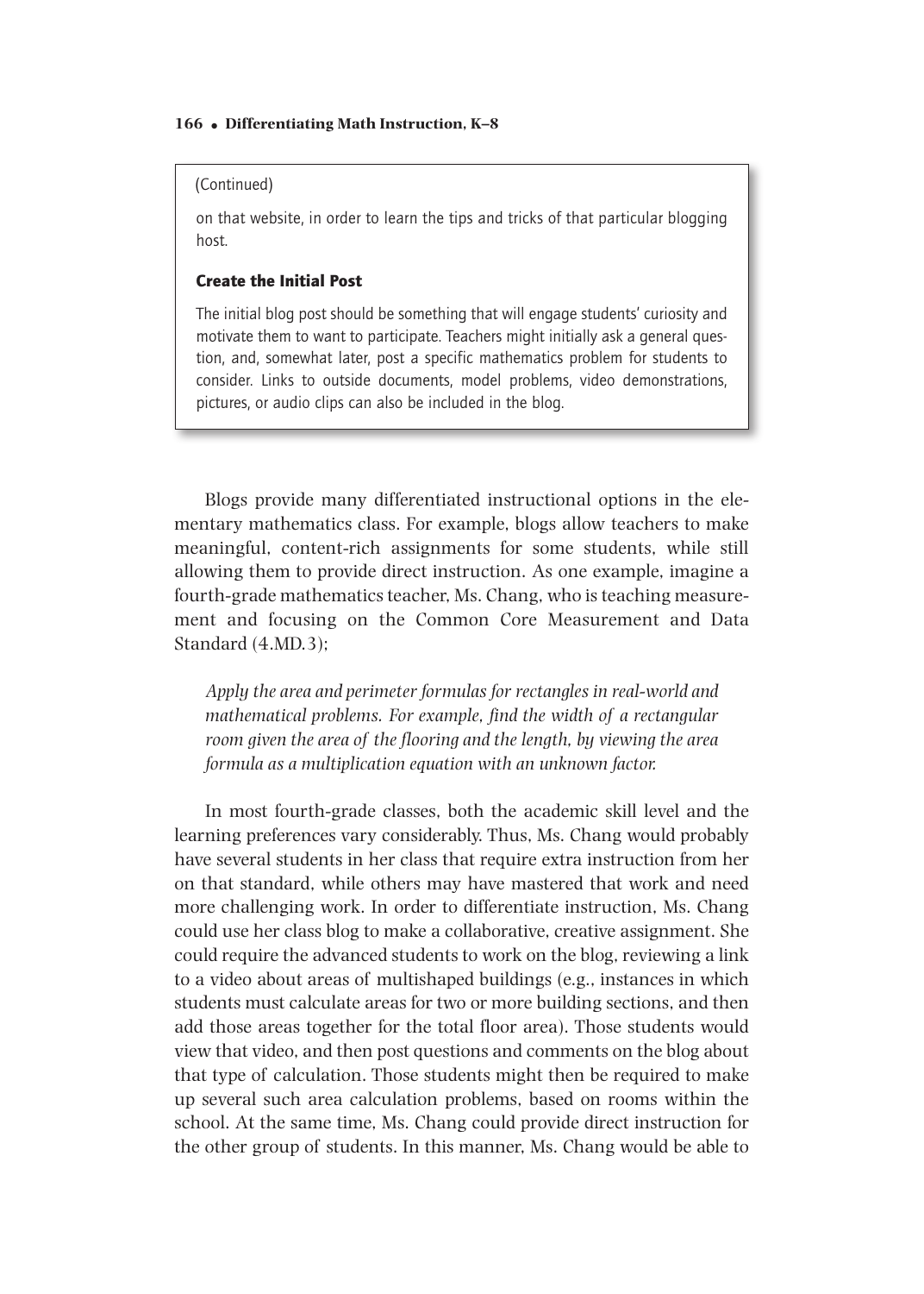(Continued)

on that website, in order to learn the tips and tricks of that particular blogging host.

**Create the Initial Post**

The initial blog post should be something that will engage students' curiosity and motivate them to want to participate. Teachers might initially ask a general question, and, somewhat later, post a specific mathematics problem for students to consider. Links to outside documents, model problems, video demonstrations, pictures, or audio clips can also be included in the blog.

Blogs provide many differentiated instructional options in the elementary mathematics class. For example, blogs allow teachers to make meaningful, content-rich assignments for some students, while still allowing them to provide direct instruction. As one example, imagine a fourth-grade mathematics teacher, Ms. Chang, who is teaching measurement and focusing on the Common Core Measurement and Data Standard (4.MD.3);

*Apply the area and perimeter formulas for rectangles in real-world and mathematical problems. For example, find the width of a rectangular room given the area of the flooring and the length, by viewing the area formula as a multiplication equation with an unknown factor.*

In most fourth-grade classes, both the academic skill level and the learning preferences vary considerably. Thus, Ms. Chang would probably have several students in her class that require extra instruction from her on that standard, while others may have mastered that work and need more challenging work. In order to differentiate instruction, Ms. Chang could use her class blog to make a collaborative, creative assignment. She could require the advanced students to work on the blog, reviewing a link to a video about areas of multishaped buildings (e.g., instances in which students must calculate areas for two or more building sections, and then add those areas together for the total floor area). Those students would view that video, and then post questions and comments on the blog about that type of calculation. Those students might then be required to make up several such area calculation problems, based on rooms within the school. At the same time, Ms. Chang could provide direct instruction for the other group of students. In this manner, Ms. Chang would be able to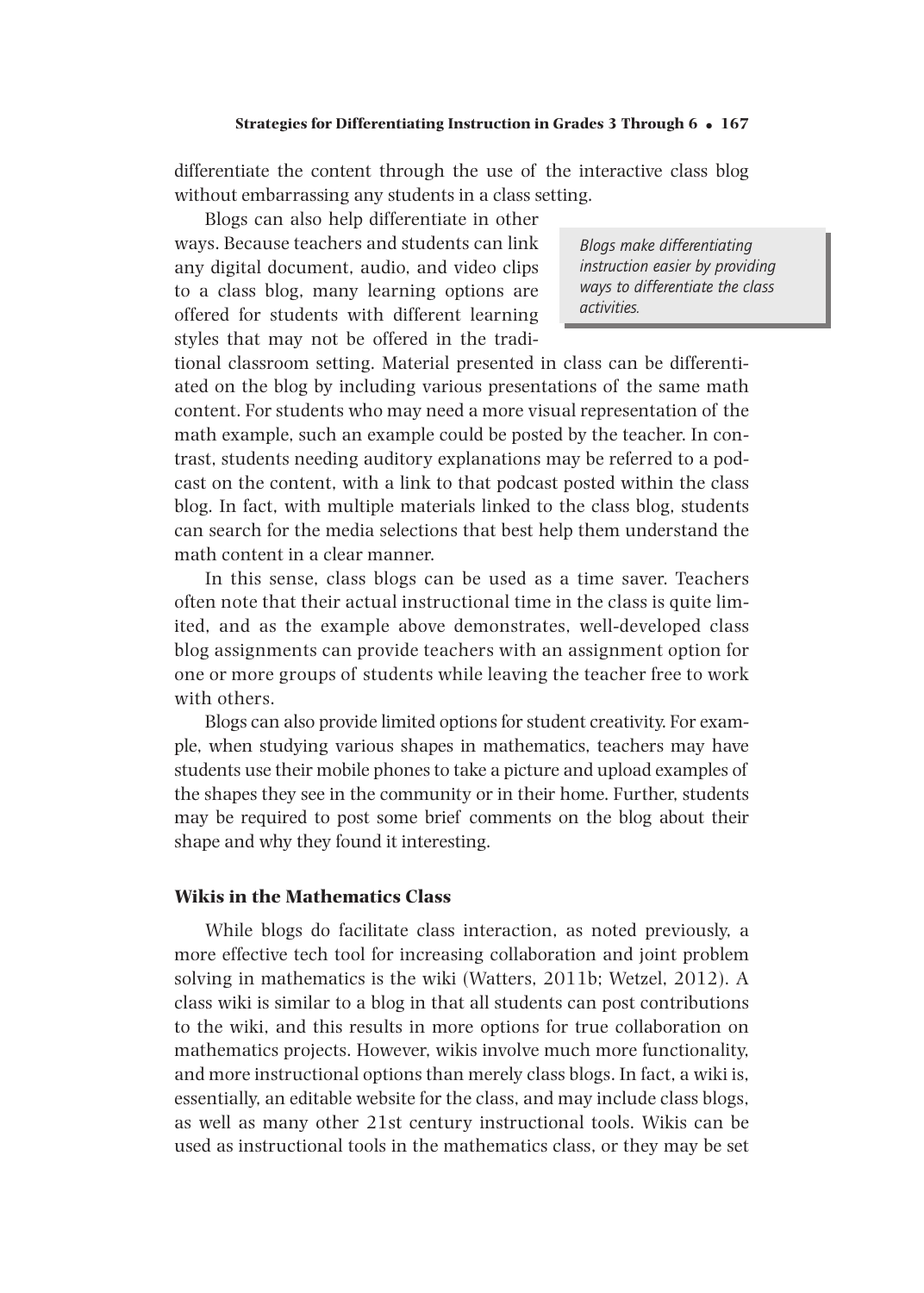differentiate the content through the use of the interactive class blog without embarrassing any students in a class setting.

Blogs can also help differentiate in other ways. Because teachers and students can link any digital document, audio, and video clips to a class blog, many learning options are offered for students with different learning styles that may not be offered in the traditional classroom setting. Material presented in class can be differentiated on the blog by including various presentations of the same math content. For students who may need a more visual representation of the math example, such an example could be posted by the teacher. In contrast, students needing auditory explanations may be referred to a podcast on the content, with a link to that podcast posted within the class blog. In fact, with multiple materials linked to the class blog, students can search for the media selections that best help them understand the math content in a clear manner.

> *Blogs make differentiating instruction easier by providing ways to differentiate the class activities.*

In this sense, class blogs can be used as a time saver. Teachers often note that their actual instructional time in the class is quite limited, and as the example above demonstrates, well-developed class blog assignments can provide teachers with an assignment option for one or more groups of students while leaving the teacher free to work with others.

Blogs can also provide limited options for student creativity. For example, when studying various shapes in mathematics, teachers may have students use their mobile phones to take a picture and upload examples of the shapes they see in the community or in their home. Further, students may be required to post some brief comments on the blog about their shape and why they found it interesting.

### Wikis in the Mathematics Class

While blogs do facilitate class interaction, as noted previously, a more effective tech tool for increasing collaboration and joint problem solving in mathematics is the wiki (Watters, 2011b; Wetzel, 2012). A class wiki is similar to a blog in that all students can post contributions to the wiki, and this results in more options for true collaboration on mathematics projects. However, wikis involve much more functionality, and more instructional options than merely class blogs. In fact, a wiki is, essentially, an editable website for the class, and may include class blogs, as well as many other 21st century instructional tools. Wikis can be used as instructional tools in the mathematics class, or they may be set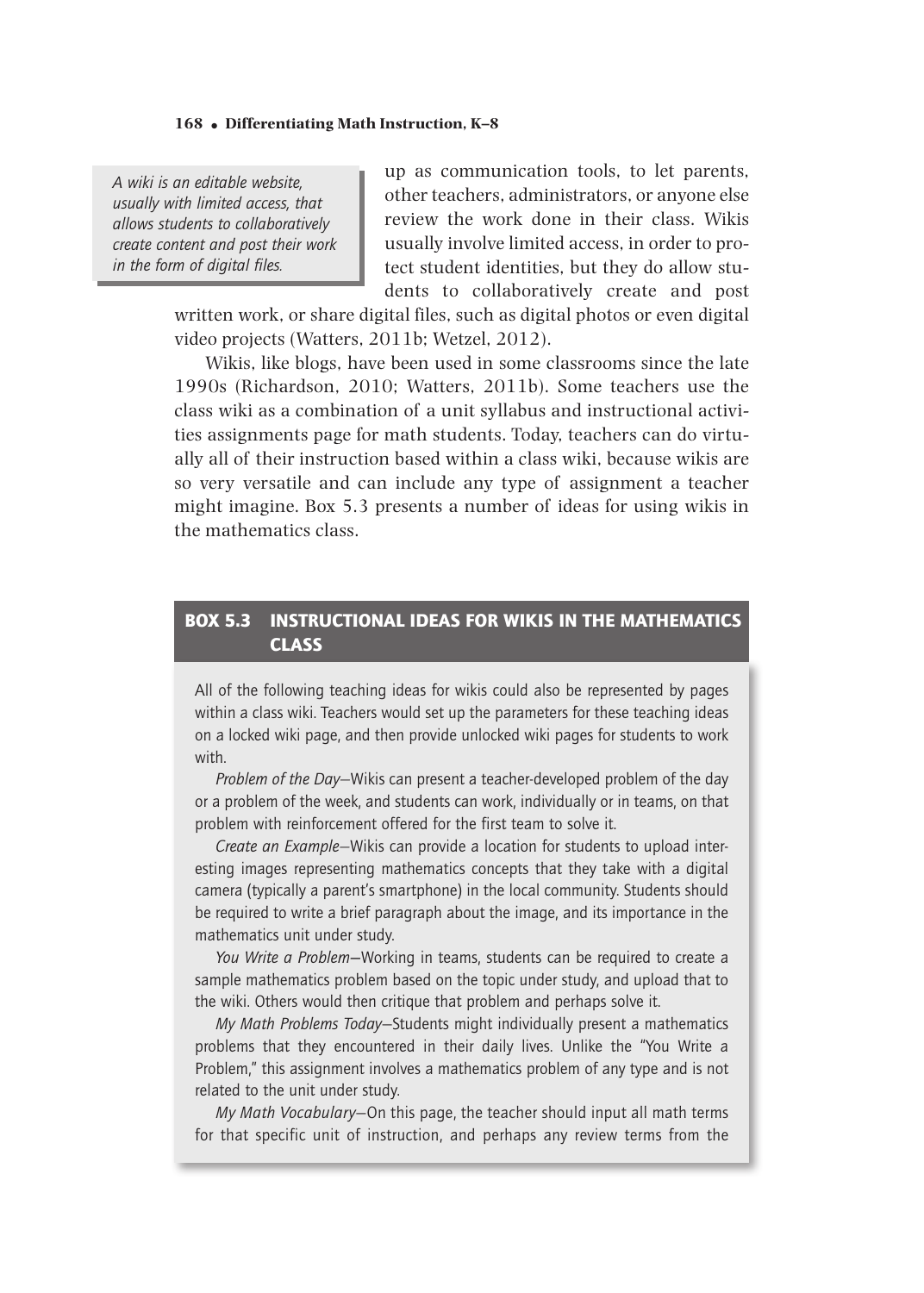> *A wiki is an editable website, usually with limited access, that allows students to collaboratively create content and post their work in the form of digital files.*

up as communication tools, to let parents, other teachers, administrators, or anyone else review the work done in their class. Wikis usually involve limited access, in order to protect student identities, but they do allow students to collaboratively create and post written work, or share digital files, such as digital photos or even digital video projects (Watters, 2011b; Wetzel, 2012).

Wikis, like blogs, have been used in some classrooms since the late 1990s (Richardson, 2010; Watters, 2011b). Some teachers use the class wiki as a combination of a unit syllabus and instructional activities assignments page for math students. Today, teachers can do virtually all of their instruction based within a class wiki, because wikis are so very versatile and can include any type of assignment a teacher might imagine. Box 5.3 presents a number of ideas for using wikis in the mathematics class.

## BOX 5.3 INSTRUCTIONAL IDEAS FOR WIKIS IN THE MATHEMATICS CLASS

All of the following teaching ideas for wikis could also be represented by pages within a class wiki. Teachers would set up the parameters for these teaching ideas on a locked wiki page, and then provide unlocked wiki pages for students to work with.

*Problem of the Day*—Wikis can present a teacher-developed problem of the day or a problem of the week, and students can work, individually or in teams, on that problem with reinforcement offered for the first team to solve it.

*Create an Example*—Wikis can provide a location for students to upload interesting images representing mathematics concepts that they take with a digital camera (typically a parent's smartphone) in the local community. Students should be required to write a brief paragraph about the image, and its importance in the mathematics unit under study.

*You Write a Problem*—Working in teams, students can be required to create a sample mathematics problem based on the topic under study, and upload that to the wiki. Others would then critique that problem and perhaps solve it.

*My Math Problems Today*—Students might individually present a mathematics problems that they encountered in their daily lives. Unlike the "You Write a Problem," this assignment involves a mathematics problem of any type and is not related to the unit under study.

*My Math Vocabulary*—On this page, the teacher should input all math terms for that specific unit of instruction, and perhaps any review terms from the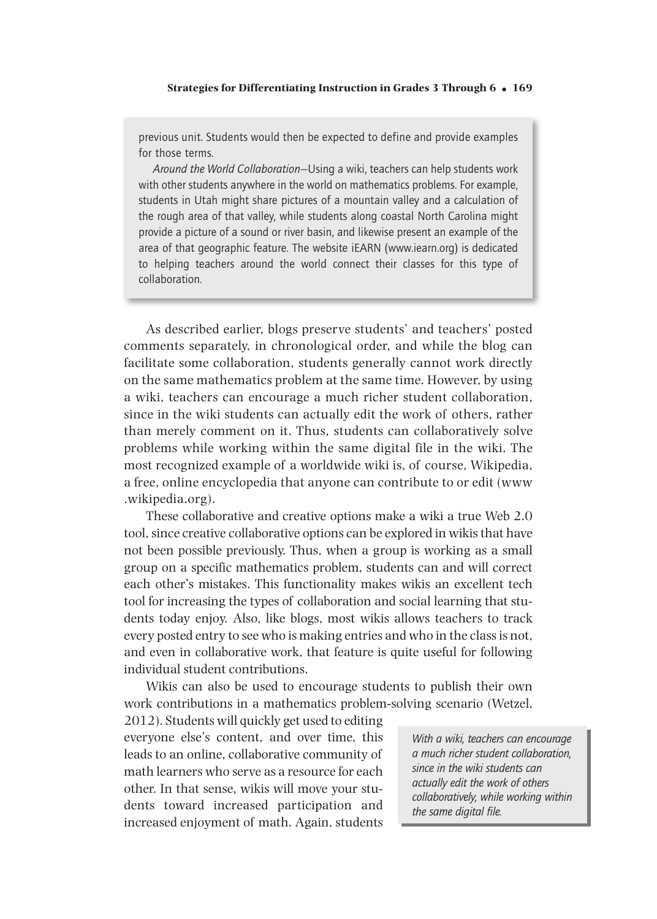previous unit. Students would then be expected to define and provide examples for those terms.

*Around the World Collaboration*—Using a wiki, teachers can help students work with other students anywhere in the world on mathematics problems. For example, students in Utah might share pictures of a mountain valley and a calculation of the rough area of that valley, while students along coastal North Carolina might provide a picture of a sound or river basin, and likewise present an example of the area of that geographic feature. The website iEARN (www.iearn.org) is dedicated to helping teachers around the world connect their classes for this type of collaboration.

As described earlier, blogs preserve students' and teachers' posted comments separately, in chronological order, and while the blog can facilitate some collaboration, students generally cannot work directly on the same mathematics problem at the same time. However, by using a wiki, teachers can encourage a much richer student collaboration, since in the wiki students can actually edit the work of others, rather than merely comment on it. Thus, students can collaboratively solve problems while working within the same digital file in the wiki. The most recognized example of a worldwide wiki is, of course, Wikipedia, a free, online encyclopedia that anyone can contribute to or edit (www.wikipedia.org).

These collaborative and creative options make a wiki a true Web 2.0 tool, since creative collaborative options can be explored in wikis that have not been possible previously. Thus, when a group is working as a small group on a specific mathematics problem, students can and will correct each other's mistakes. This functionality makes wikis an excellent tech tool for increasing the types of collaboration and social learning that students today enjoy. Also, like blogs, most wikis allows teachers to track every posted entry to see who is making entries and who in the class is not, and even in collaborative work, that feature is quite useful for following individual student contributions.

Wikis can also be used to encourage students to publish their own work contributions in a mathematics problem-solving scenario (Wetzel, 2012). Students will quickly get used to editing everyone else's content, and over time, this leads to an online, collaborative community of math learners who serve as a resource for each other. In that sense, wikis will move your students toward increased participation and increased enjoyment of math. Again, students

*With a wiki, teachers can encourage a much richer student collaboration, since in the wiki students can actually edit the work of others collaboratively, while working within the same digital file.*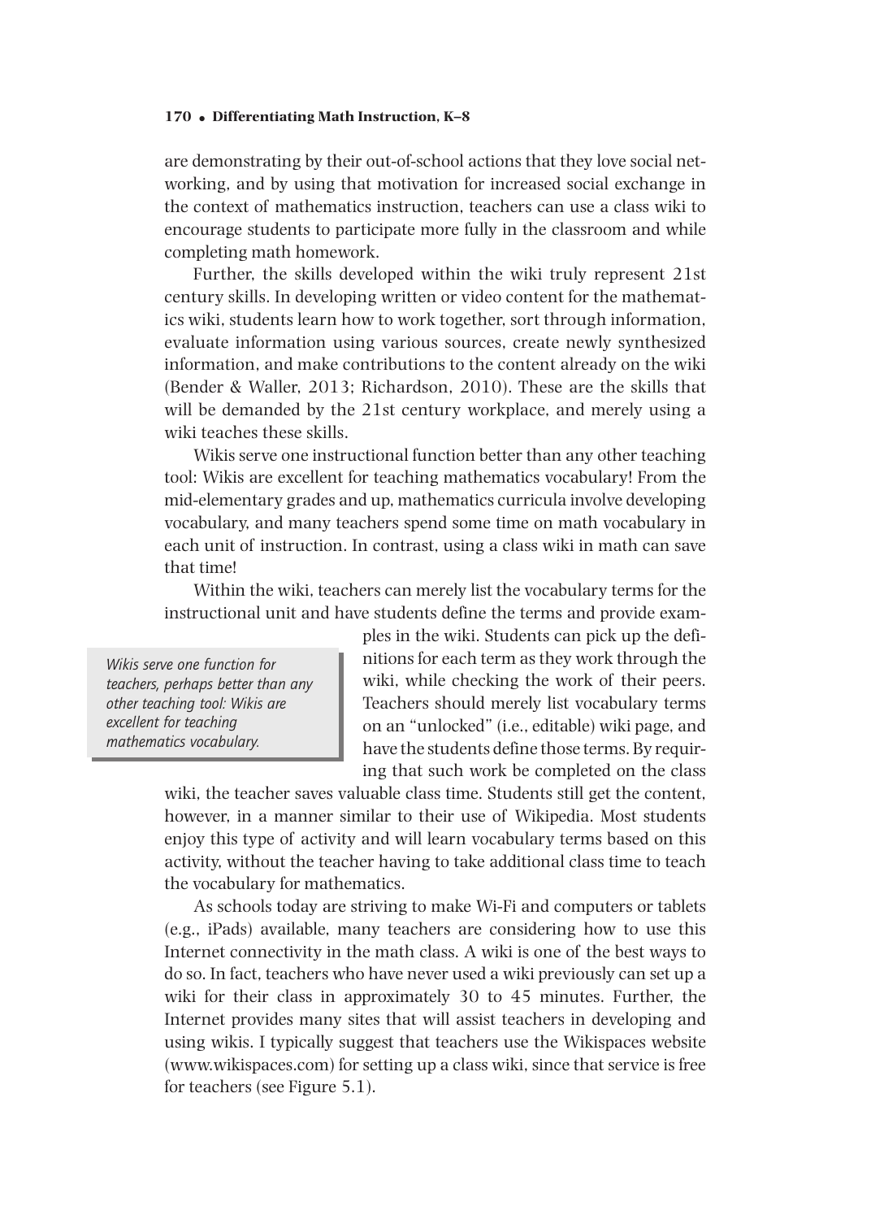are demonstrating by their out-of-school actions that they love social networking, and by using that motivation for increased social exchange in the context of mathematics instruction, teachers can use a class wiki to encourage students to participate more fully in the classroom and while completing math homework.

Further, the skills developed within the wiki truly represent 21st century skills. In developing written or video content for the mathematics wiki, students learn how to work together, sort through information, evaluate information using various sources, create newly synthesized information, and make contributions to the content already on the wiki (Bender & Waller, 2013; Richardson, 2010). These are the skills that will be demanded by the 21st century workplace, and merely using a wiki teaches these skills.

Wikis serve one instructional function better than any other teaching tool: Wikis are excellent for teaching mathematics vocabulary! From the mid-elementary grades and up, mathematics curricula involve developing vocabulary, and many teachers spend some time on math vocabulary in each unit of instruction. In contrast, using a class wiki in math can save that time!

Within the wiki, teachers can merely list the vocabulary terms for the instructional unit and have students define the terms and provide examples in the wiki. Students can pick up the definitions for each term as they work through the wiki, while checking the work of their peers. Teachers should merely list vocabulary terms on an "unlocked" (i.e., editable) wiki page, and have the students define those terms. By requiring that such work be completed on the class wiki, the teacher saves valuable class time. Students still get the content, however, in a manner similar to their use of Wikipedia. Most students enjoy this type of activity and will learn vocabulary terms based on this activity, without the teacher having to take additional class time to teach the vocabulary for mathematics.

> *Wikis serve one function for teachers, perhaps better than any other teaching tool: Wikis are excellent for teaching mathematics vocabulary.*

As schools today are striving to make Wi-Fi and computers or tablets (e.g., iPads) available, many teachers are considering how to use this Internet connectivity in the math class. A wiki is one of the best ways to do so. In fact, teachers who have never used a wiki previously can set up a wiki for their class in approximately 30 to 45 minutes. Further, the Internet provides many sites that will assist teachers in developing and using wikis. I typically suggest that teachers use the Wikispaces website (www.wikispaces.com) for setting up a class wiki, since that service is free for teachers (see Figure 5.1).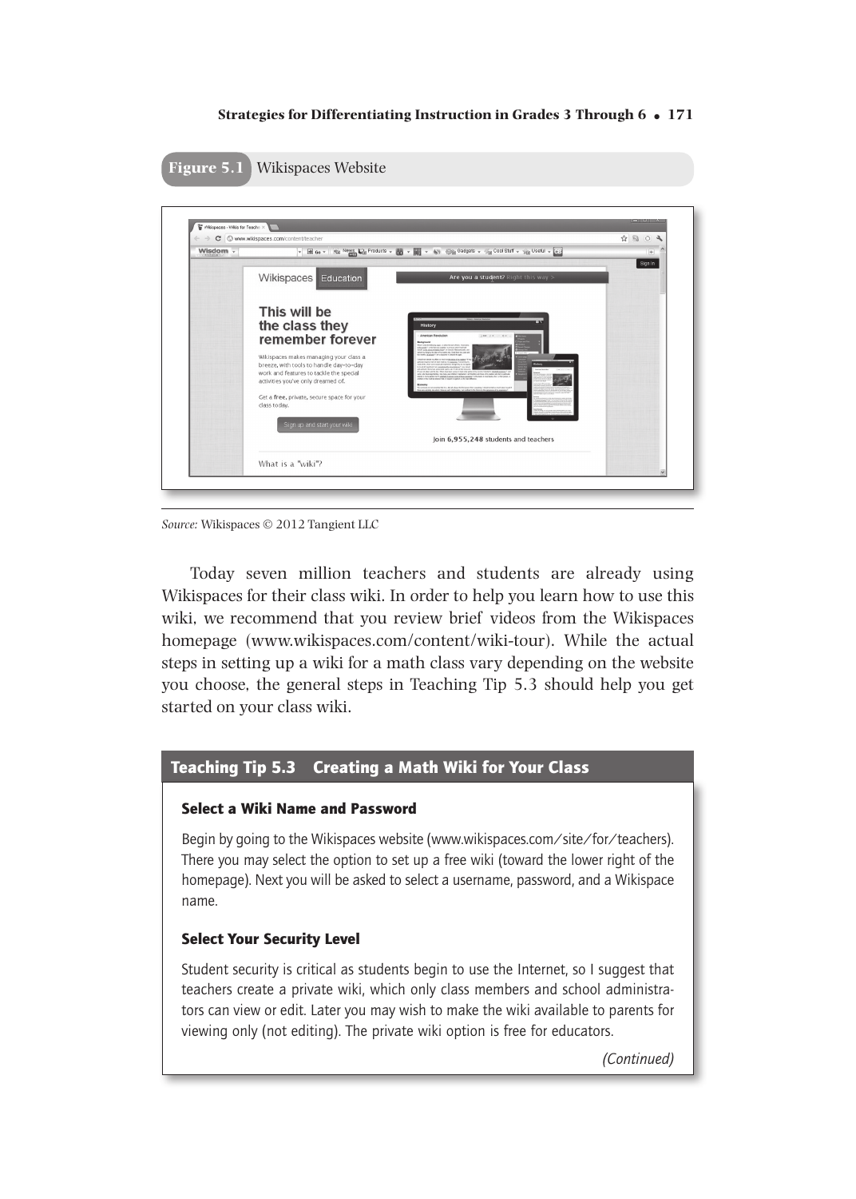**Figure 5.1** Wikispaces Website

*Source:* Wikispaces © 2012 Tangient LLC

Today seven million teachers and students are already using Wikispaces for their class wiki. In order to help you learn how to use this wiki, we recommend that you review brief videos from the Wikispaces homepage (www.wikispaces.com/content/wiki-tour). While the actual steps in setting up a wiki for a math class vary depending on the website you choose, the general steps in Teaching Tip 5.3 should help you get started on your class wiki.

### Teaching Tip 5.3 Creating a Math Wiki for Your Class

**Select a Wiki Name and Password**

Begin by going to the Wikispaces website (www.wikispaces.com/site/for/teachers). There you may select the option to set up a free wiki (toward the lower right of the homepage). Next you will be asked to select a username, password, and a Wikispace name.

**Select Your Security Level**

Student security is critical as students begin to use the Internet, so I suggest that teachers create a private wiki, which only class members and school administrators can view or edit. Later you may wish to make the wiki available to parents for viewing only (not editing). The private wiki option is free for educators.

*(Continued)*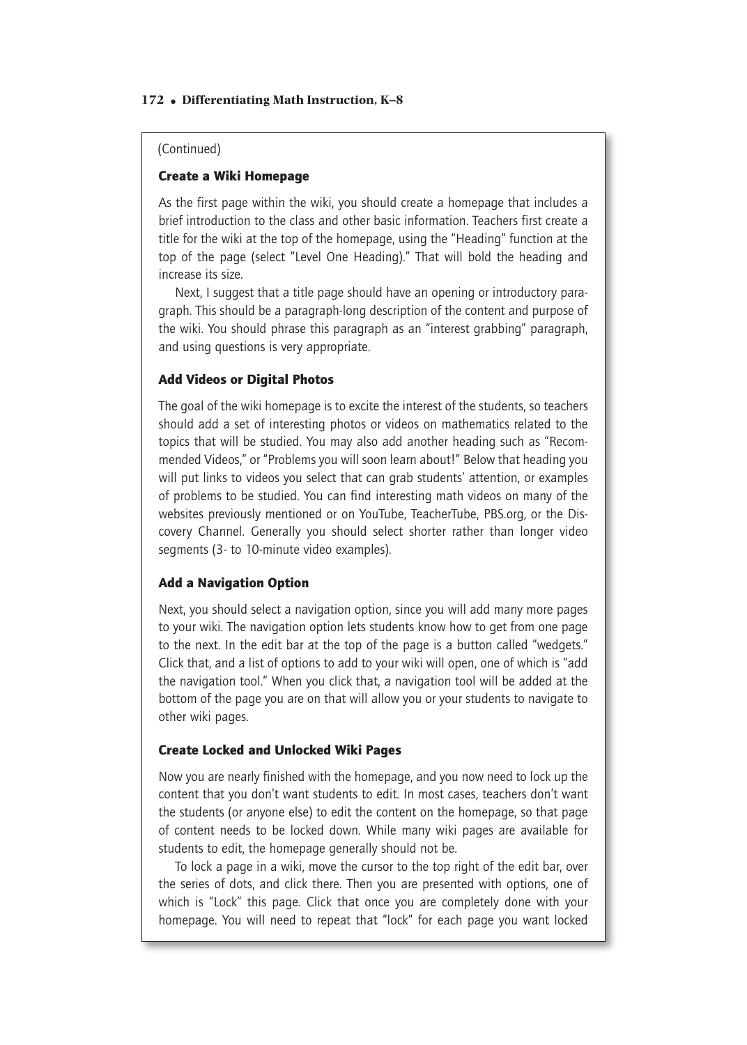(Continued)

### Create a Wiki Homepage

As the first page within the wiki, you should create a homepage that includes a brief introduction to the class and other basic information. Teachers first create a title for the wiki at the top of the homepage, using the "Heading" function at the top of the page (select "Level One Heading)." That will bold the heading and increase its size.

Next, I suggest that a title page should have an opening or introductory paragraph. This should be a paragraph-long description of the content and purpose of the wiki. You should phrase this paragraph as an "interest grabbing" paragraph, and using questions is very appropriate.

### Add Videos or Digital Photos

The goal of the wiki homepage is to excite the interest of the students, so teachers should add a set of interesting photos or videos on mathematics related to the topics that will be studied. You may also add another heading such as "Recommended Videos," or "Problems you will soon learn about!" Below that heading you will put links to videos you select that can grab students' attention, or examples of problems to be studied. You can find interesting math videos on many of the websites previously mentioned or on YouTube, TeacherTube, PBS.org, or the Discovery Channel. Generally you should select shorter rather than longer video segments (3- to 10-minute video examples).

### Add a Navigation Option

Next, you should select a navigation option, since you will add many more pages to your wiki. The navigation option lets students know how to get from one page to the next. In the edit bar at the top of the page is a button called "wedgets." Click that, and a list of options to add to your wiki will open, one of which is "add the navigation tool." When you click that, a navigation tool will be added at the bottom of the page you are on that will allow you or your students to navigate to other wiki pages.

### Create Locked and Unlocked Wiki Pages

Now you are nearly finished with the homepage, and you now need to lock up the content that you don't want students to edit. In most cases, teachers don't want the students (or anyone else) to edit the content on the homepage, so that page of content needs to be locked down. While many wiki pages are available for students to edit, the homepage generally should not be.

To lock a page in a wiki, move the cursor to the top right of the edit bar, over the series of dots, and click there. Then you are presented with options, one of which is "Lock" this page. Click that once you are completely done with your homepage. You will need to repeat that "lock" for each page you want locked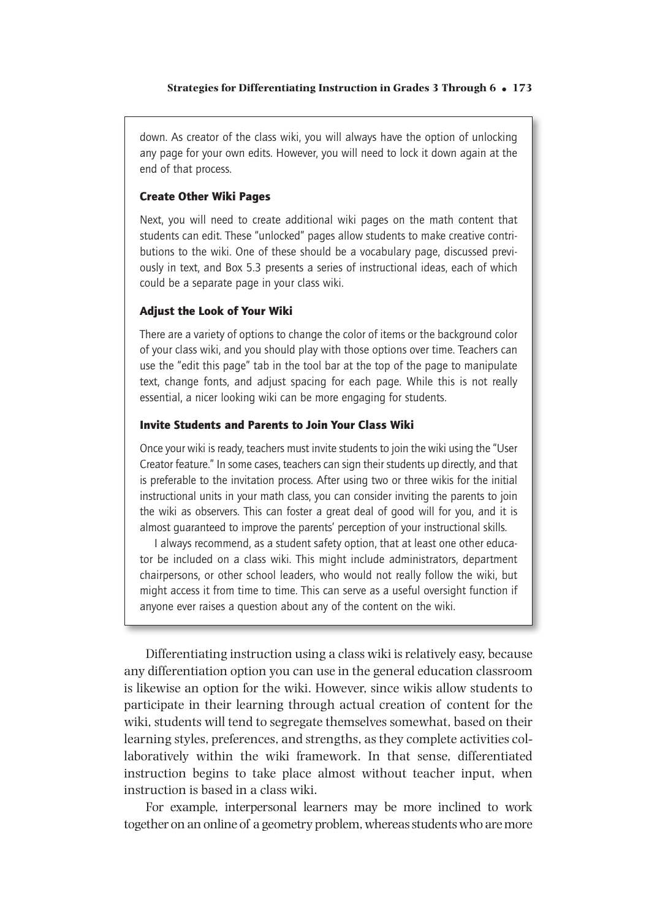down. As creator of the class wiki, you will always have the option of unlocking any page for your own edits. However, you will need to lock it down again at the end of that process.

### Create Other Wiki Pages

Next, you will need to create additional wiki pages on the math content that students can edit. These "unlocked" pages allow students to make creative contributions to the wiki. One of these should be a vocabulary page, discussed previously in text, and Box 5.3 presents a series of instructional ideas, each of which could be a separate page in your class wiki.

### Adjust the Look of Your Wiki

There are a variety of options to change the color of items or the background color of your class wiki, and you should play with those options over time. Teachers can use the "edit this page" tab in the tool bar at the top of the page to manipulate text, change fonts, and adjust spacing for each page. While this is not really essential, a nicer looking wiki can be more engaging for students.

### Invite Students and Parents to Join Your Class Wiki

Once your wiki is ready, teachers must invite students to join the wiki using the "User Creator feature." In some cases, teachers can sign their students up directly, and that is preferable to the invitation process. After using two or three wikis for the initial instructional units in your math class, you can consider inviting the parents to join the wiki as observers. This can foster a great deal of good will for you, and it is almost guaranteed to improve the parents' perception of your instructional skills.

I always recommend, as a student safety option, that at least one other educator be included on a class wiki. This might include administrators, department chairpersons, or other school leaders, who would not really follow the wiki, but might access it from time to time. This can serve as a useful oversight function if anyone ever raises a question about any of the content on the wiki.

Differentiating instruction using a class wiki is relatively easy, because any differentiation option you can use in the general education classroom is likewise an option for the wiki. However, since wikis allow students to participate in their learning through actual creation of content for the wiki, students will tend to segregate themselves somewhat, based on their learning styles, preferences, and strengths, as they complete activities collaboratively within the wiki framework. In that sense, differentiated instruction begins to take place almost without teacher input, when instruction is based in a class wiki.

For example, interpersonal learners may be more inclined to work together on an online of a geometry problem, whereas students who are more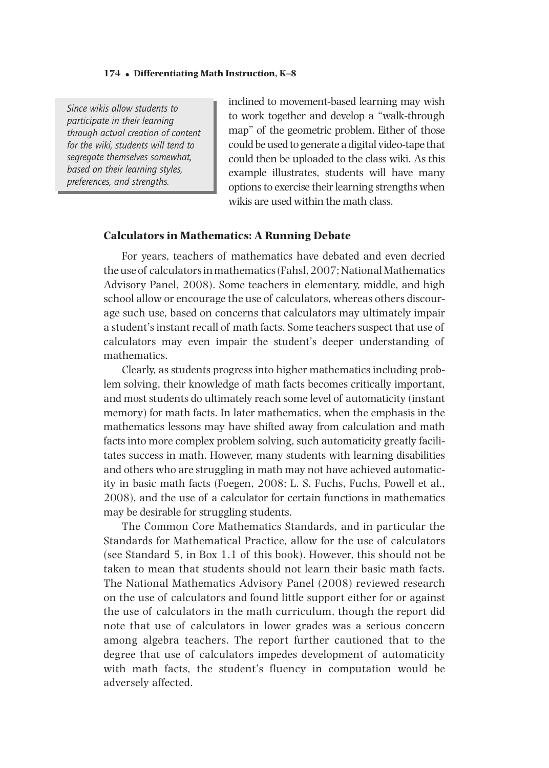*Since wikis allow students to participate in their learning through actual creation of content for the wiki, students will tend to segregate themselves somewhat, based on their learning styles, preferences, and strengths.*

inclined to movement-based learning may wish to work together and develop a "walk-through map" of the geometric problem. Either of those could be used to generate a digital video-tape that could then be uploaded to the class wiki. As this example illustrates, students will have many options to exercise their learning strengths when wikis are used within the math class.

### Calculators in Mathematics: A Running Debate

For years, teachers of mathematics have debated and even decried the use of calculators in mathematics (Fahsl, 2007; National Mathematics Advisory Panel, 2008). Some teachers in elementary, middle, and high school allow or encourage the use of calculators, whereas others discourage such use, based on concerns that calculators may ultimately impair a student's instant recall of math facts. Some teachers suspect that use of calculators may even impair the student's deeper understanding of mathematics.

Clearly, as students progress into higher mathematics including problem solving, their knowledge of math facts becomes critically important, and most students do ultimately reach some level of automaticity (instant memory) for math facts. In later mathematics, when the emphasis in the mathematics lessons may have shifted away from calculation and math facts into more complex problem solving, such automaticity greatly facilitates success in math. However, many students with learning disabilities and others who are struggling in math may not have achieved automaticity in basic math facts (Foegen, 2008; L. S. Fuchs, Fuchs, Powell et al., 2008), and the use of a calculator for certain functions in mathematics may be desirable for struggling students.

The Common Core Mathematics Standards, and in particular the Standards for Mathematical Practice, allow for the use of calculators (see Standard 5, in Box 1.1 of this book). However, this should not be taken to mean that students should not learn their basic math facts. The National Mathematics Advisory Panel (2008) reviewed research on the use of calculators and found little support either for or against the use of calculators in the math curriculum, though the report did note that use of calculators in lower grades was a serious concern among algebra teachers. The report further cautioned that to the degree that use of calculators impedes development of automaticity with math facts, the student's fluency in computation would be adversely affected.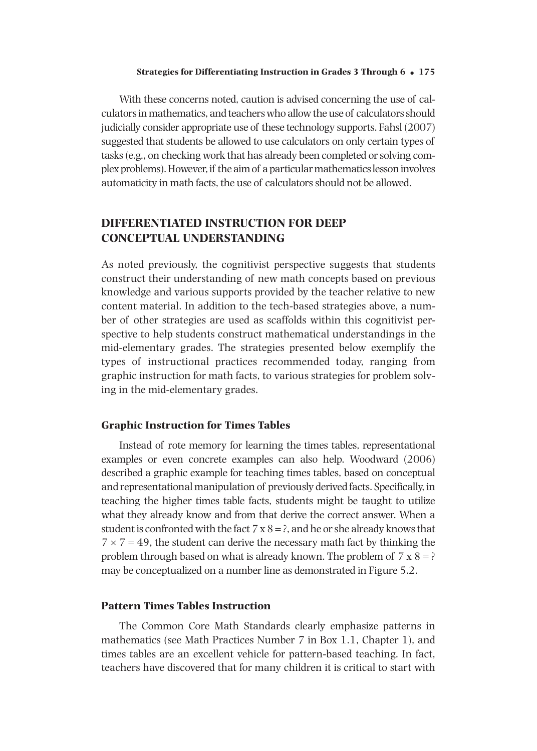With these concerns noted, caution is advised concerning the use of calculators in mathematics, and teachers who allow the use of calculators should judicially consider appropriate use of these technology supports. Fahsl (2007) suggested that students be allowed to use calculators on only certain types of tasks (e.g., on checking work that has already been completed or solving complex problems). However, if the aim of a particular mathematics lesson involves automaticity in math facts, the use of calculators should not be allowed.

## DIFFERENTIATED INSTRUCTION FOR DEEP CONCEPTUAL UNDERSTANDING

As noted previously, the cognitivist perspective suggests that students construct their understanding of new math concepts based on previous knowledge and various supports provided by the teacher relative to new content material. In addition to the tech-based strategies above, a number of other strategies are used as scaffolds within this cognitivist perspective to help students construct mathematical understandings in the mid-elementary grades. The strategies presented below exemplify the types of instructional practices recommended today, ranging from graphic instruction for math facts, to various strategies for problem solving in the mid-elementary grades.

### Graphic Instruction for Times Tables

Instead of rote memory for learning the times tables, representational examples or even concrete examples can also help. Woodward (2006) described a graphic example for teaching times tables, based on conceptual and representational manipulation of previously derived facts. Specifically, in teaching the higher times table facts, students might be taught to utilize what they already know and from that derive the correct answer. When a student is confronted with the fact $7 \times 8 = ?$, and he or she already knows that $7 \times 7 = 49$, the student can derive the necessary math fact by thinking the problem through based on what is already known. The problem of $7 \times 8 = ?$ may be conceptualized on a number line as demonstrated in Figure 5.2.

### Pattern Times Tables Instruction

The Common Core Math Standards clearly emphasize patterns in mathematics (see Math Practices Number 7 in Box 1.1, Chapter 1), and times tables are an excellent vehicle for pattern-based teaching. In fact, teachers have discovered that for many children it is critical to start with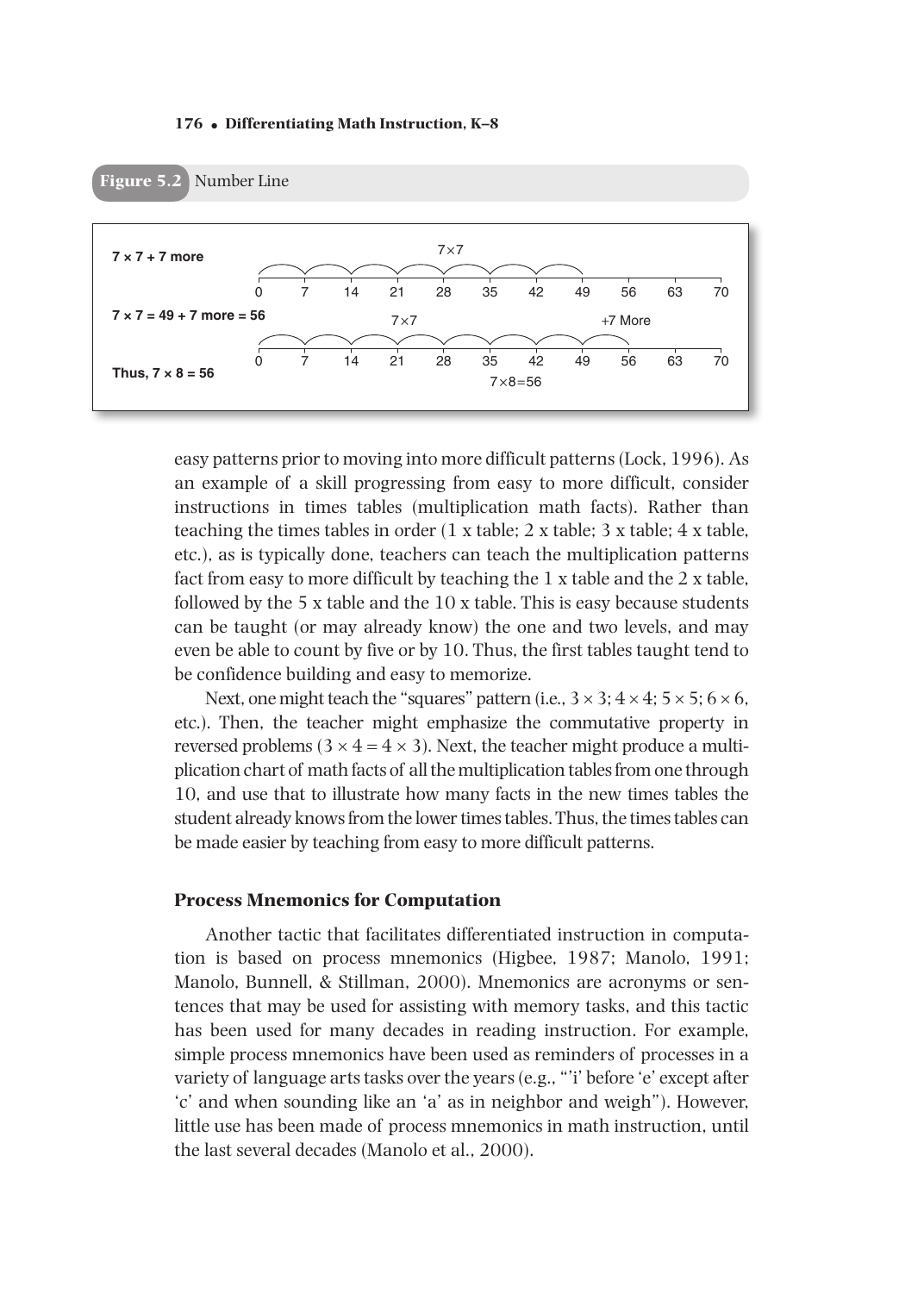**Figure 5.2** Number Line

**7 × 7 + 7 more**

7×7

0 7 14 21 28 35 42 49 56 63 70

**7 × 7 = 49 + 7 more = 56**

7×7 +7 More

0 7 14 21 28 35 42 49 56 63 70

**Thus, 7 × 8 = 56**

7×8=56

easy patterns prior to moving into more difficult patterns (Lock, 1996). As an example of a skill progressing from easy to more difficult, consider instructions in times tables (multiplication math facts). Rather than teaching the times tables in order (1 x table; 2 x table; 3 x table; 4 x table, etc.), as is typically done, teachers can teach the multiplication patterns fact from easy to more difficult by teaching the 1 x table and the 2 x table, followed by the 5 x table and the 10 x table. This is easy because students can be taught (or may already know) the one and two levels, and may even be able to count by five or by 10. Thus, the first tables taught tend to be confidence building and easy to memorize.

Next, one might teach the "squares" pattern (i.e., $3 \times 3$; $4 \times 4$; $5 \times 5$; $6 \times 6$, etc.). Then, the teacher might emphasize the commutative property in reversed problems ($3 \times 4 = 4 \times 3$). Next, the teacher might produce a multiplication chart of math facts of all the multiplication tables from one through 10, and use that to illustrate how many facts in the new times tables the student already knows from the lower times tables. Thus, the times tables can be made easier by teaching from easy to more difficult patterns.

### Process Mnemonics for Computation

Another tactic that facilitates differentiated instruction in computation is based on process mnemonics (Higbee, 1987; Manolo, 1991; Manolo, Bunnell, & Stillman, 2000). Mnemonics are acronyms or sentences that may be used for assisting with memory tasks, and this tactic has been used for many decades in reading instruction. For example, simple process mnemonics have been used as reminders of processes in a variety of language arts tasks over the years (e.g., "'i' before 'e' except after 'c' and when sounding like an 'a' as in neighbor and weigh"). However, little use has been made of process mnemonics in math instruction, until the last several decades (Manolo et al., 2000).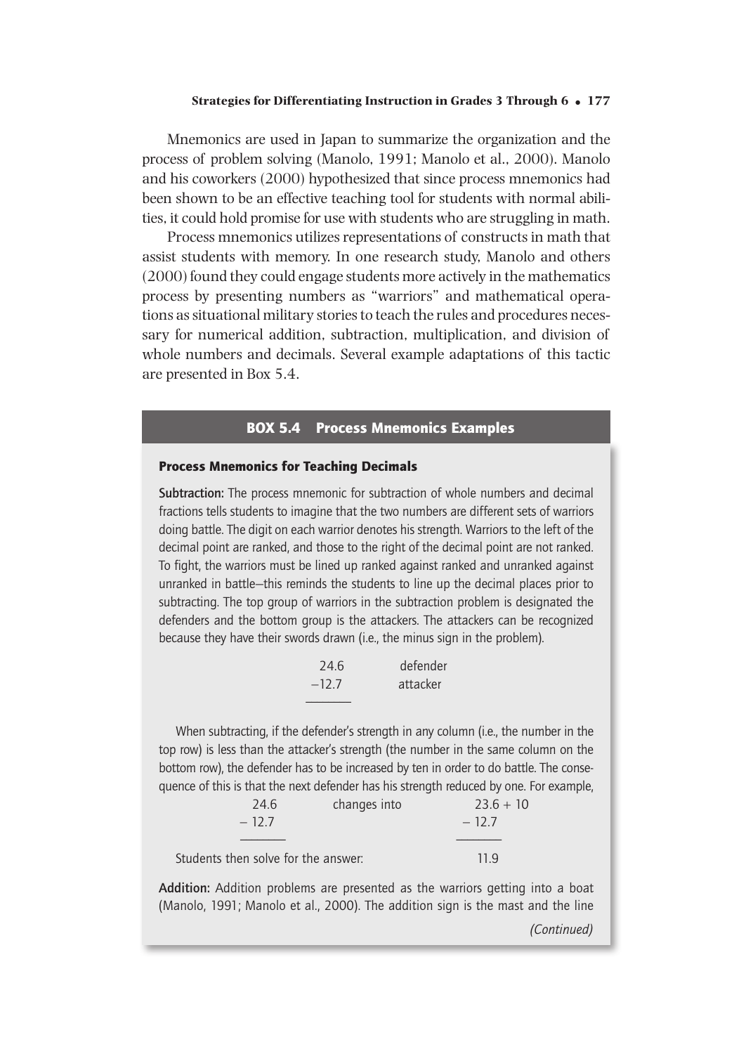Mnemonics are used in Japan to summarize the organization and the process of problem solving (Manolo, 1991; Manolo et al., 2000). Manolo and his coworkers (2000) hypothesized that since process mnemonics had been shown to be an effective teaching tool for students with normal abilities, it could hold promise for use with students who are struggling in math.

Process mnemonics utilizes representations of constructs in math that assist students with memory. In one research study, Manolo and others (2000) found they could engage students more actively in the mathematics process by presenting numbers as "warriors" and mathematical operations as situational military stories to teach the rules and procedures necessary for numerical addition, subtraction, multiplication, and division of whole numbers and decimals. Several example adaptations of this tactic are presented in Box 5.4.

## BOX 5.4 Process Mnemonics Examples

### Process Mnemonics for Teaching Decimals

**Subtraction:** The process mnemonic for subtraction of whole numbers and decimal fractions tells students to imagine that the two numbers are different sets of warriors doing battle. The digit on each warrior denotes his strength. Warriors to the left of the decimal point are ranked, and those to the right of the decimal point are not ranked. To fight, the warriors must be lined up ranked against ranked and unranked against unranked in battle—this reminds the students to line up the decimal places prior to subtracting. The top group of warriors in the subtraction problem is designated the defenders and the bottom group is the attackers. The attackers can be recognized because they have their swords drawn (i.e., the minus sign in the problem).

```
 24.6     defender
−12.7     attacker
─────
```

When subtracting, if the defender's strength in any column (i.e., the number in the top row) is less than the attacker's strength (the number in the same column on the bottom row), the defender has to be increased by ten in order to do battle. The consequence of this is that the next defender has his strength reduced by one. For example,

```
  24.6     changes into     23.6 + 10
− 12.7                    − 12.7
──────                    ──────
```

Students then solve for the answer: 11.9

**Addition:** Addition problems are presented as the warriors getting into a boat (Manolo, 1991; Manolo et al., 2000). The addition sign is the mast and the line

*(Continued)*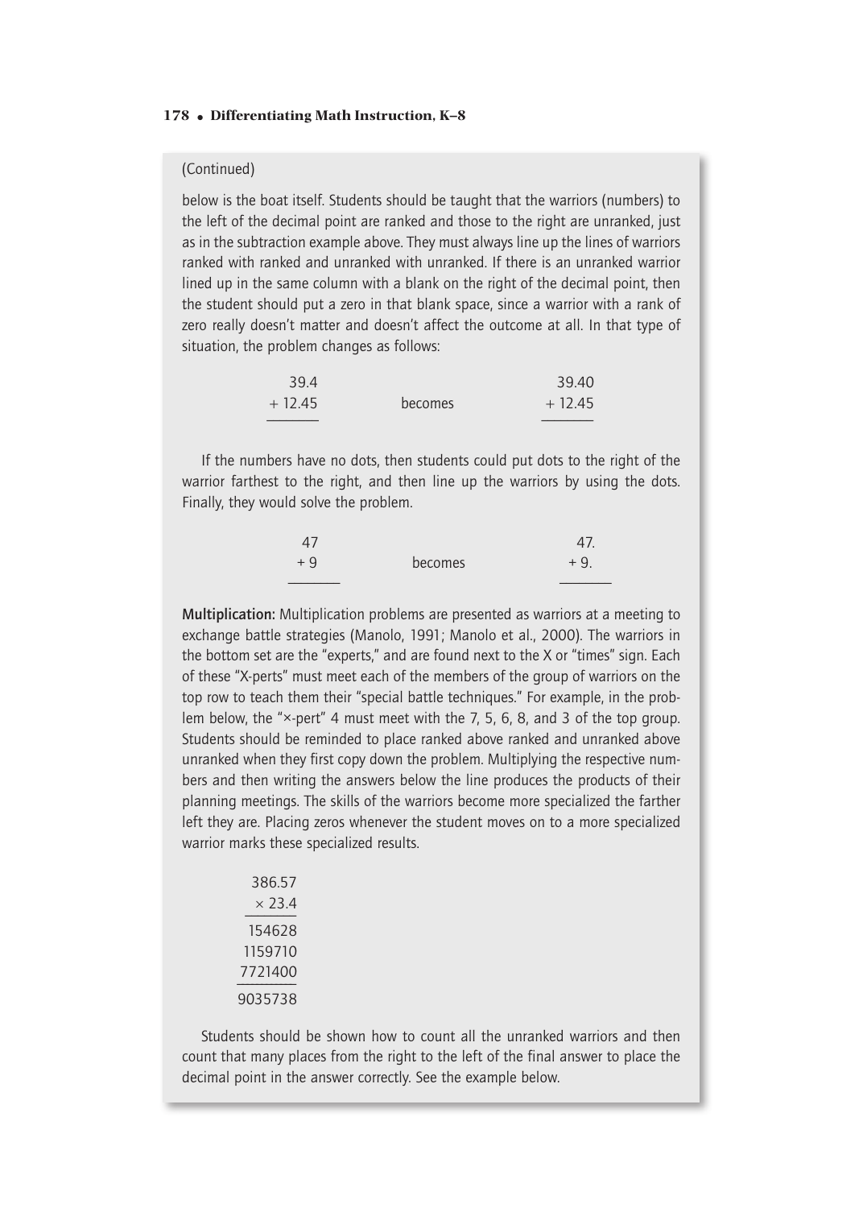(Continued)

below is the boat itself. Students should be taught that the warriors (numbers) to the left of the decimal point are ranked and those to the right are unranked, just as in the subtraction example above. They must always line up the lines of warriors ranked with ranked and unranked with unranked. If there is an unranked warrior lined up in the same column with a blank on the right of the decimal point, then the student should put a zero in that blank space, since a warrior with a rank of zero really doesn't matter and doesn't affect the outcome at all. In that type of situation, the problem changes as follows:

```
   39.4                      39.40
 + 12.45       becomes     + 12.45
 -------                   -------
```

If the numbers have no dots, then students could put dots to the right of the warrior farthest to the right, and then line up the warriors by using the dots. Finally, they would solve the problem.

```
   47                        47.
 + 9           becomes     + 9.
 -------                   -------
```

**Multiplication:** Multiplication problems are presented as warriors at a meeting to exchange battle strategies (Manolo, 1991; Manolo et al., 2000). The warriors in the bottom set are the "experts," and are found next to the X or "times" sign. Each of these "X-perts" must meet each of the members of the group of warriors on the top row to teach them their "special battle techniques." For example, in the problem below, the "×-pert" 4 must meet with the 7, 5, 6, 8, and 3 of the top group. Students should be reminded to place ranked above ranked and unranked above unranked when they first copy down the problem. Multiplying the respective numbers and then writing the answers below the line produces the products of their planning meetings. The skills of the warriors become more specialized the farther left they are. Placing zeros whenever the student moves on to a more specialized warrior marks these specialized results.

```
  386.57
  × 23.4
 -------
  154628
 1159710
 7721400
 -------
 9035738
```

Students should be shown how to count all the unranked warriors and then count that many places from the right to the left of the final answer to place the decimal point in the answer correctly. See the example below.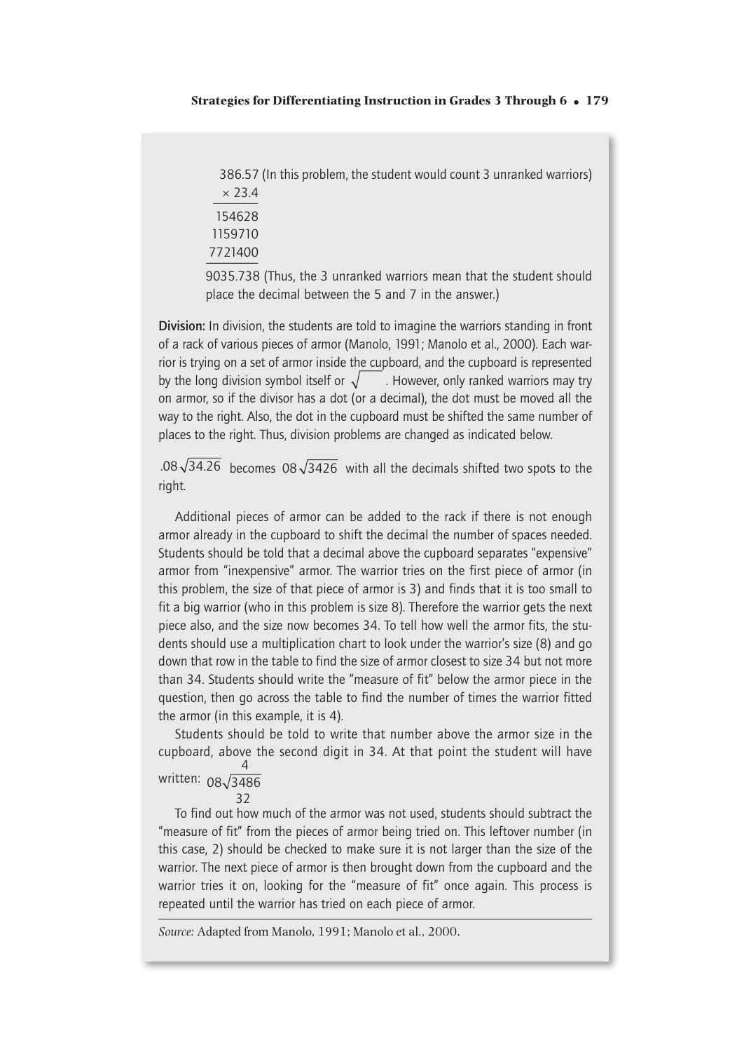```
  386.57 (In this problem, the student would count 3 unranked warriors)
 × 23.4
 154628
1159710
7721400
9035.738 (Thus, the 3 unranked warriors mean that the student should place the decimal between the 5 and 7 in the answer.)
```

**Division:** In division, the students are told to imagine the warriors standing in front of a rack of various pieces of armor (Manolo, 1991; Manolo et al., 2000). Each warrior is trying on a set of armor inside the cupboard, and the cupboard is represented by the long division symbol itself or $\sqrt{\quad}$. However, only ranked warriors may try on armor, so if the divisor has a dot (or a decimal), the dot must be moved all the way to the right. Also, the dot in the cupboard must be shifted the same number of places to the right. Thus, division problems are changed as indicated below.

$.08\sqrt{34.26}$ becomes $08\sqrt{3426}$ with all the decimals shifted two spots to the right.

Additional pieces of armor can be added to the rack if there is not enough armor already in the cupboard to shift the decimal the number of spaces needed. Students should be told that a decimal above the cupboard separates "expensive" armor from "inexpensive" armor. The warrior tries on the first piece of armor (in this problem, the size of that piece of armor is 3) and finds that it is too small to fit a big warrior (who in this problem is size 8). Therefore the warrior gets the next piece also, and the size now becomes 34. To tell how well the armor fits, the students should use a multiplication chart to look under the warrior's size (8) and go down that row in the table to find the size of armor closest to size 34 but not more than 34. Students should write the "measure of fit" below the armor piece in the question, then go across the table to find the number of times the warrior fitted the armor (in this example, it is 4).

Students should be told to write that number above the armor size in the cupboard, above the second digit in 34. At that point the student will have written:

```
     4
08√3486
    32
```

To find out how much of the armor was not used, students should subtract the "measure of fit" from the pieces of armor being tried on. This leftover number (in this case, 2) should be checked to make sure it is not larger than the size of the warrior. The next piece of armor is then brought down from the cupboard and the warrior tries it on, looking for the "measure of fit" once again. This process is repeated until the warrior has tried on each piece of armor.

*Source:* Adapted from Manolo, 1991; Manolo et al., 2000.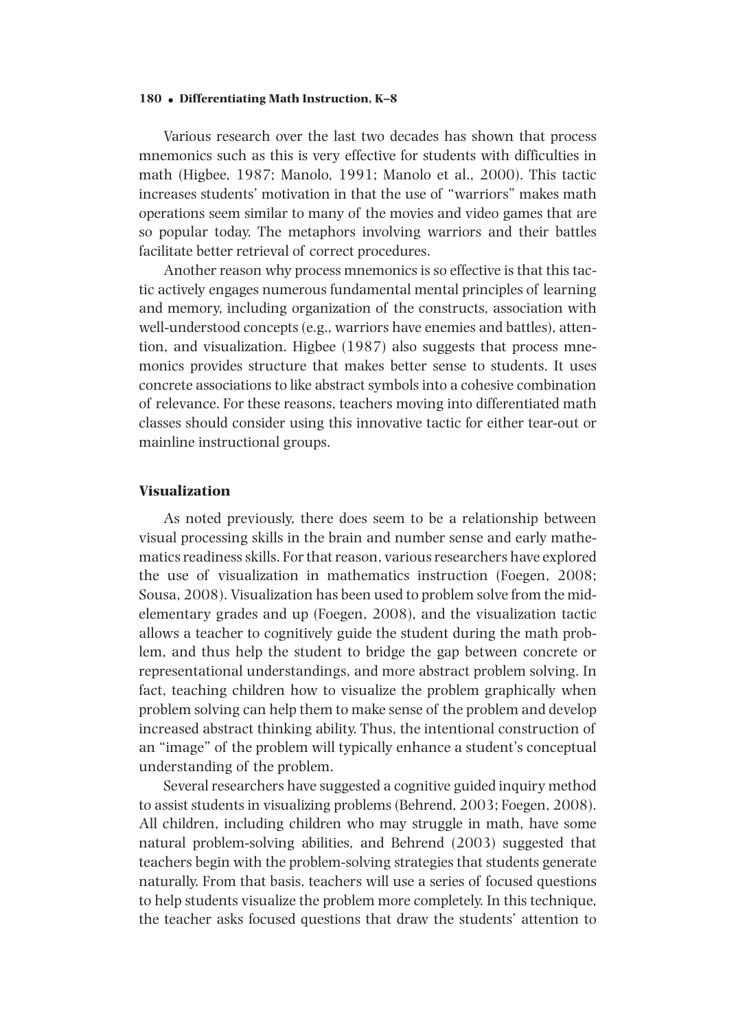Various research over the last two decades has shown that process mnemonics such as this is very effective for students with difficulties in math (Higbee, 1987; Manolo, 1991; Manolo et al., 2000). This tactic increases students' motivation in that the use of "warriors" makes math operations seem similar to many of the movies and video games that are so popular today. The metaphors involving warriors and their battles facilitate better retrieval of correct procedures.

Another reason why process mnemonics is so effective is that this tactic actively engages numerous fundamental mental principles of learning and memory, including organization of the constructs, association with well-understood concepts (e.g., warriors have enemies and battles), attention, and visualization. Higbee (1987) also suggests that process mnemonics provides structure that makes better sense to students. It uses concrete associations to like abstract symbols into a cohesive combination of relevance. For these reasons, teachers moving into differentiated math classes should consider using this innovative tactic for either tear-out or mainline instructional groups.

### Visualization

As noted previously, there does seem to be a relationship between visual processing skills in the brain and number sense and early mathematics readiness skills. For that reason, various researchers have explored the use of visualization in mathematics instruction (Foegen, 2008; Sousa, 2008). Visualization has been used to problem solve from the mid-elementary grades and up (Foegen, 2008), and the visualization tactic allows a teacher to cognitively guide the student during the math problem, and thus help the student to bridge the gap between concrete or representational understandings, and more abstract problem solving. In fact, teaching children how to visualize the problem graphically when problem solving can help them to make sense of the problem and develop increased abstract thinking ability. Thus, the intentional construction of an "image" of the problem will typically enhance a student's conceptual understanding of the problem.

Several researchers have suggested a cognitive guided inquiry method to assist students in visualizing problems (Behrend, 2003; Foegen, 2008). All children, including children who may struggle in math, have some natural problem-solving abilities, and Behrend (2003) suggested that teachers begin with the problem-solving strategies that students generate naturally. From that basis, teachers will use a series of focused questions to help students visualize the problem more completely. In this technique, the teacher asks focused questions that draw the students' attention to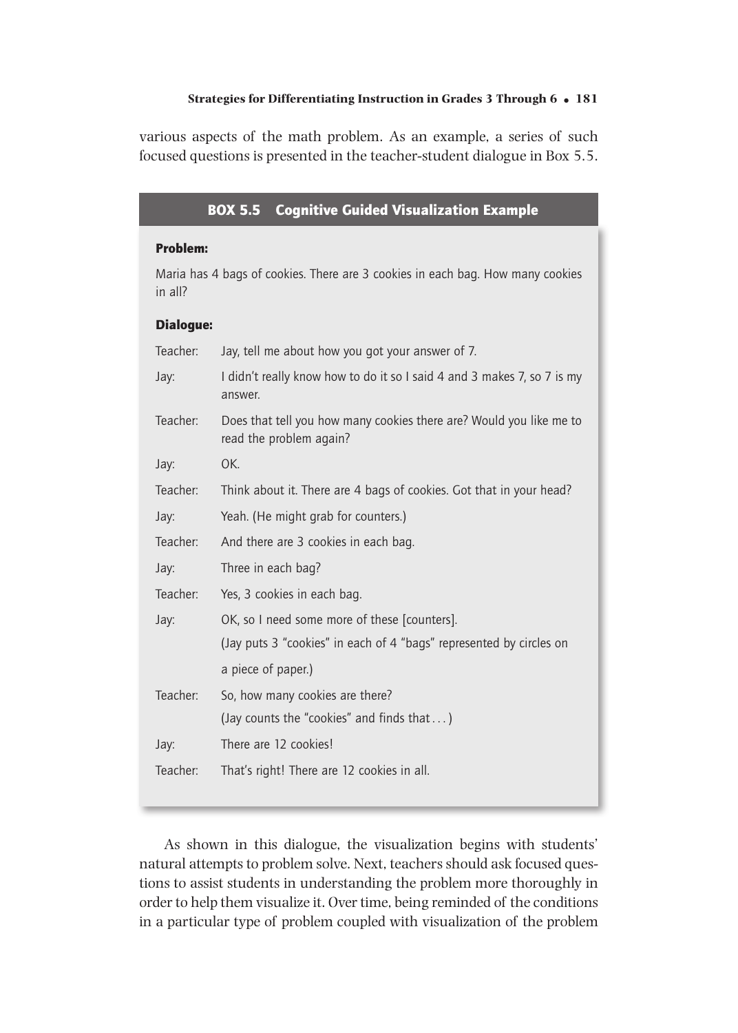various aspects of the math problem. As an example, a series of such focused questions is presented in the teacher-student dialogue in Box 5.5.

### BOX 5.5 Cognitive Guided Visualization Example

**Problem:**

Maria has 4 bags of cookies. There are 3 cookies in each bag. How many cookies in all?

**Dialogue:**

| | |
|---|---|
| Teacher: | Jay, tell me about how you got your answer of 7. |
| Jay: | I didn't really know how to do it so I said 4 and 3 makes 7, so 7 is my answer. |
| Teacher: | Does that tell you how many cookies there are? Would you like me to read the problem again? |
| Jay: | OK. |
| Teacher: | Think about it. There are 4 bags of cookies. Got that in your head? |
| Jay: | Yeah. (He might grab for counters.) |
| Teacher: | And there are 3 cookies in each bag. |
| Jay: | Three in each bag? |
| Teacher: | Yes, 3 cookies in each bag. |
| Jay: | OK, so I need some more of these [counters]. (Jay puts 3 "cookies" in each of 4 "bags" represented by circles on a piece of paper.) |
| Teacher: | So, how many cookies are there? (Jay counts the "cookies" and finds that . . . ) |
| Jay: | There are 12 cookies! |
| Teacher: | That's right! There are 12 cookies in all. |

As shown in this dialogue, the visualization begins with students' natural attempts to problem solve. Next, teachers should ask focused questions to assist students in understanding the problem more thoroughly in order to help them visualize it. Over time, being reminded of the conditions in a particular type of problem coupled with visualization of the problem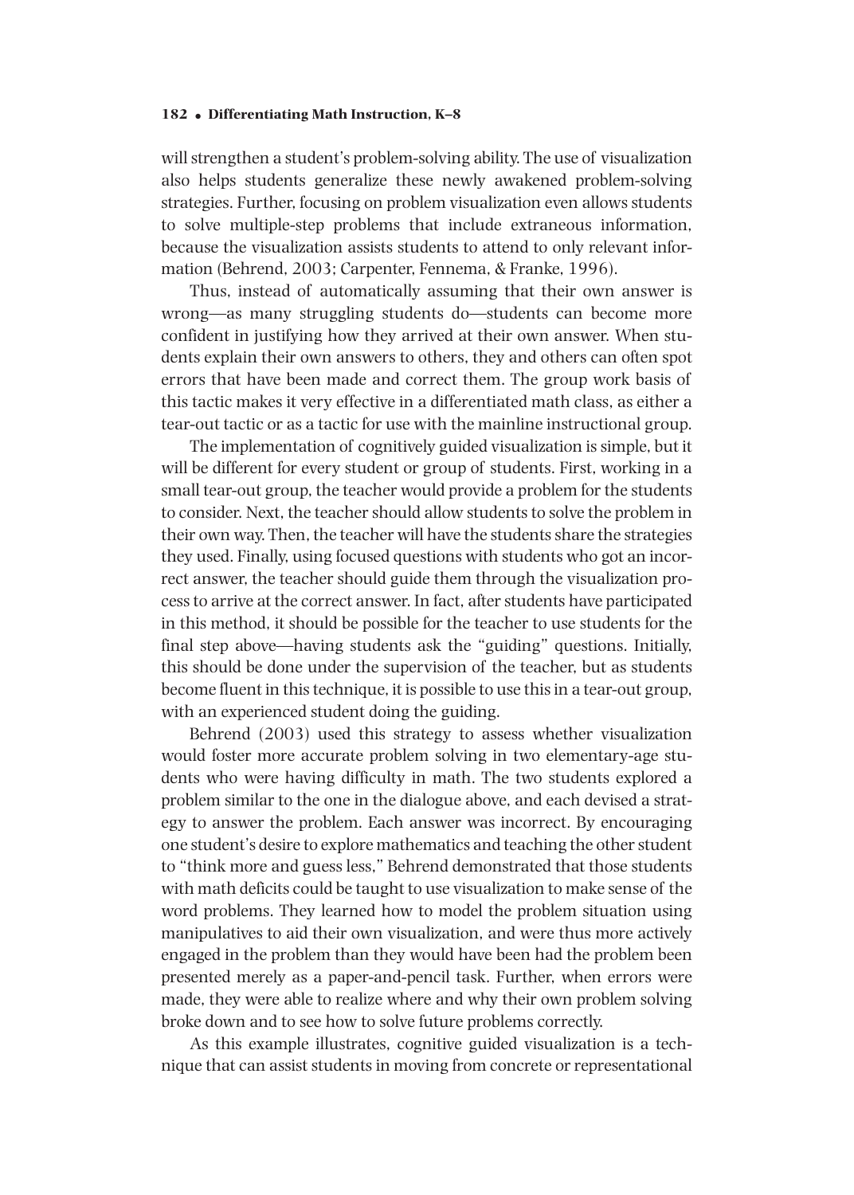will strengthen a student's problem-solving ability. The use of visualization also helps students generalize these newly awakened problem-solving strategies. Further, focusing on problem visualization even allows students to solve multiple-step problems that include extraneous information, because the visualization assists students to attend to only relevant information (Behrend, 2003; Carpenter, Fennema, & Franke, 1996).

Thus, instead of automatically assuming that their own answer is wrong—as many struggling students do—students can become more confident in justifying how they arrived at their own answer. When students explain their own answers to others, they and others can often spot errors that have been made and correct them. The group work basis of this tactic makes it very effective in a differentiated math class, as either a tear-out tactic or as a tactic for use with the mainline instructional group.

The implementation of cognitively guided visualization is simple, but it will be different for every student or group of students. First, working in a small tear-out group, the teacher would provide a problem for the students to consider. Next, the teacher should allow students to solve the problem in their own way. Then, the teacher will have the students share the strategies they used. Finally, using focused questions with students who got an incorrect answer, the teacher should guide them through the visualization process to arrive at the correct answer. In fact, after students have participated in this method, it should be possible for the teacher to use students for the final step above—having students ask the "guiding" questions. Initially, this should be done under the supervision of the teacher, but as students become fluent in this technique, it is possible to use this in a tear-out group, with an experienced student doing the guiding.

Behrend (2003) used this strategy to assess whether visualization would foster more accurate problem solving in two elementary-age students who were having difficulty in math. The two students explored a problem similar to the one in the dialogue above, and each devised a strategy to answer the problem. Each answer was incorrect. By encouraging one student's desire to explore mathematics and teaching the other student to "think more and guess less," Behrend demonstrated that those students with math deficits could be taught to use visualization to make sense of the word problems. They learned how to model the problem situation using manipulatives to aid their own visualization, and were thus more actively engaged in the problem than they would have been had the problem been presented merely as a paper-and-pencil task. Further, when errors were made, they were able to realize where and why their own problem solving broke down and to see how to solve future problems correctly.

As this example illustrates, cognitive guided visualization is a technique that can assist students in moving from concrete or representational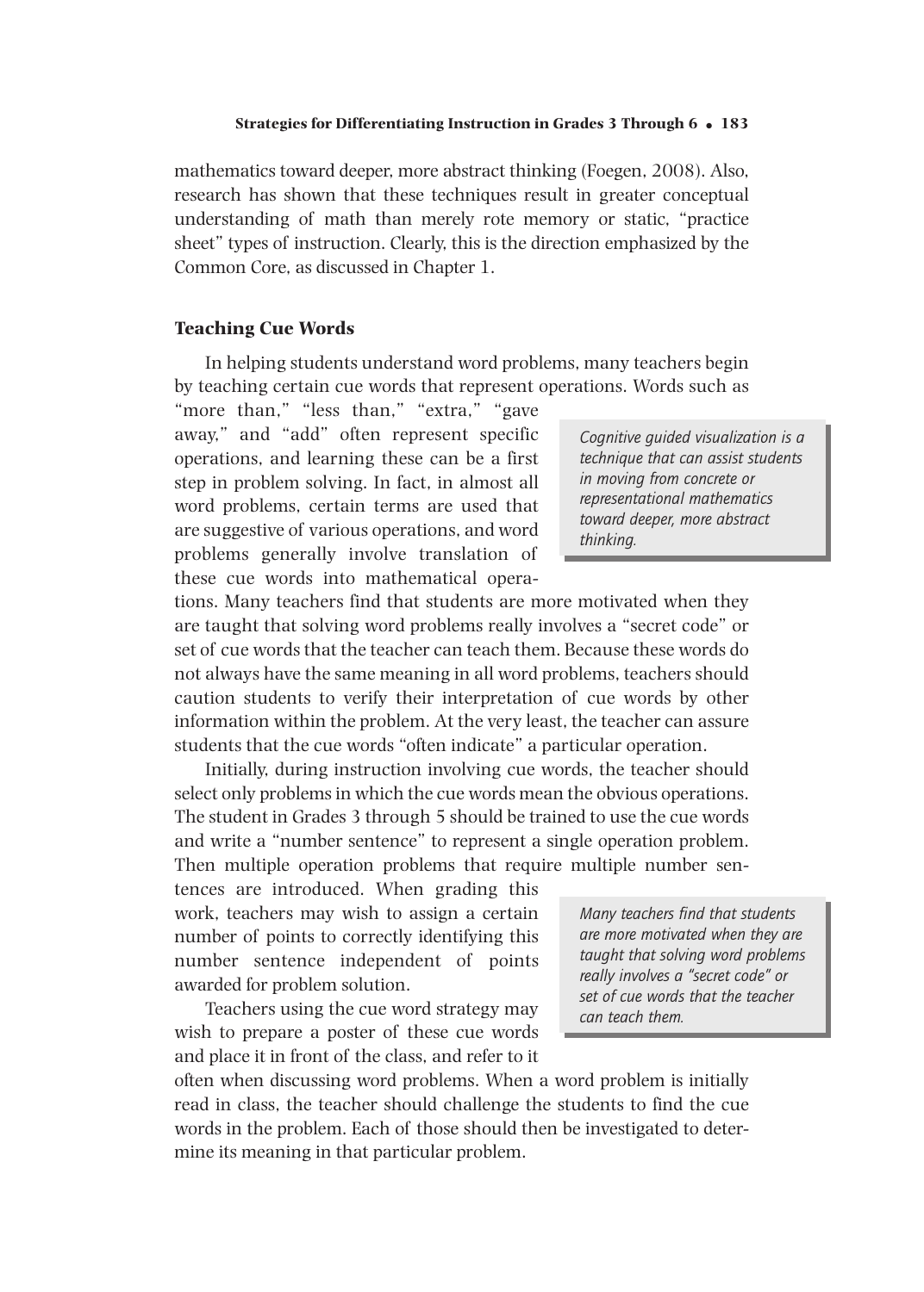mathematics toward deeper, more abstract thinking (Foegen, 2008). Also, research has shown that these techniques result in greater conceptual understanding of math than merely rote memory or static, "practice sheet" types of instruction. Clearly, this is the direction emphasized by the Common Core, as discussed in Chapter 1.

### Teaching Cue Words

In helping students understand word problems, many teachers begin by teaching certain cue words that represent operations. Words such as "more than," "less than," "extra," "gave away," and "add" often represent specific operations, and learning these can be a first step in problem solving. In fact, in almost all word problems, certain terms are used that are suggestive of various operations, and word problems generally involve translation of these cue words into mathematical operations. Many teachers find that students are more motivated when they are taught that solving word problems really involves a "secret code" or set of cue words that the teacher can teach them. Because these words do not always have the same meaning in all word problems, teachers should caution students to verify their interpretation of cue words by other information within the problem. At the very least, the teacher can assure students that the cue words "often indicate" a particular operation.

> *Cognitive guided visualization is a technique that can assist students in moving from concrete or representational mathematics toward deeper, more abstract thinking.*

Initially, during instruction involving cue words, the teacher should select only problems in which the cue words mean the obvious operations. The student in Grades 3 through 5 should be trained to use the cue words and write a "number sentence" to represent a single operation problem. Then multiple operation problems that require multiple number sentences are introduced. When grading this work, teachers may wish to assign a certain number of points to correctly identifying this number sentence independent of points awarded for problem solution.

> *Many teachers find that students are more motivated when they are taught that solving word problems really involves a "secret code" or set of cue words that the teacher can teach them.*

Teachers using the cue word strategy may wish to prepare a poster of these cue words and place it in front of the class, and refer to it often when discussing word problems. When a word problem is initially read in class, the teacher should challenge the students to find the cue words in the problem. Each of those should then be investigated to determine its meaning in that particular problem.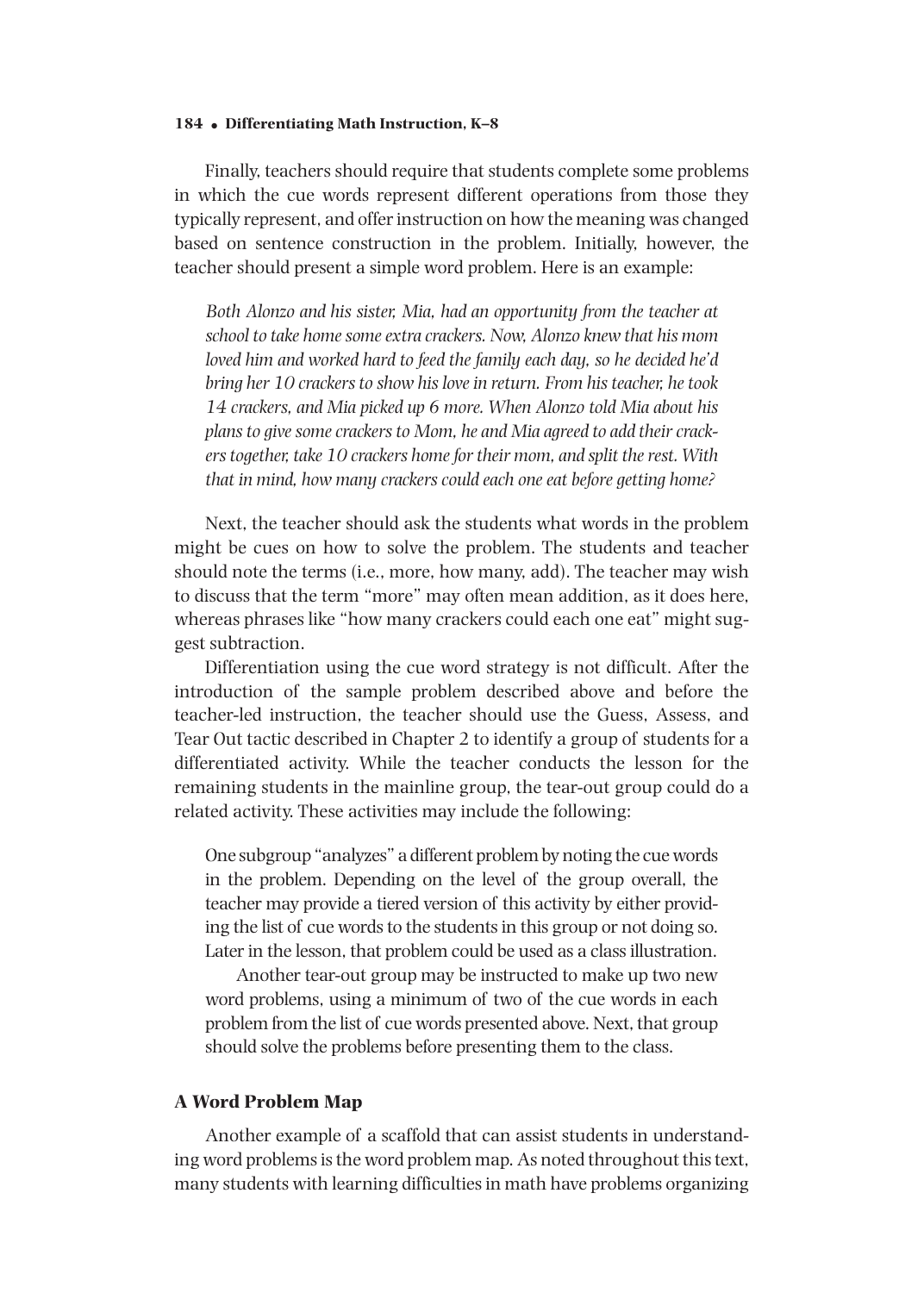Finally, teachers should require that students complete some problems in which the cue words represent different operations from those they typically represent, and offer instruction on how the meaning was changed based on sentence construction in the problem. Initially, however, the teacher should present a simple word problem. Here is an example:

*Both Alonzo and his sister, Mia, had an opportunity from the teacher at school to take home some extra crackers. Now, Alonzo knew that his mom loved him and worked hard to feed the family each day, so he decided he'd bring her 10 crackers to show his love in return. From his teacher, he took 14 crackers, and Mia picked up 6 more. When Alonzo told Mia about his plans to give some crackers to Mom, he and Mia agreed to add their crackers together, take 10 crackers home for their mom, and split the rest. With that in mind, how many crackers could each one eat before getting home?*

Next, the teacher should ask the students what words in the problem might be cues on how to solve the problem. The students and teacher should note the terms (i.e., more, how many, add). The teacher may wish to discuss that the term "more" may often mean addition, as it does here, whereas phrases like "how many crackers could each one eat" might suggest subtraction.

Differentiation using the cue word strategy is not difficult. After the introduction of the sample problem described above and before the teacher-led instruction, the teacher should use the Guess, Assess, and Tear Out tactic described in Chapter 2 to identify a group of students for a differentiated activity. While the teacher conducts the lesson for the remaining students in the mainline group, the tear-out group could do a related activity. These activities may include the following:

> One subgroup "analyzes" a different problem by noting the cue words in the problem. Depending on the level of the group overall, the teacher may provide a tiered version of this activity by either providing the list of cue words to the students in this group or not doing so. Later in the lesson, that problem could be used as a class illustration.
>
> Another tear-out group may be instructed to make up two new word problems, using a minimum of two of the cue words in each problem from the list of cue words presented above. Next, that group should solve the problems before presenting them to the class.

### A Word Problem Map

Another example of a scaffold that can assist students in understanding word problems is the word problem map. As noted throughout this text, many students with learning difficulties in math have problems organizing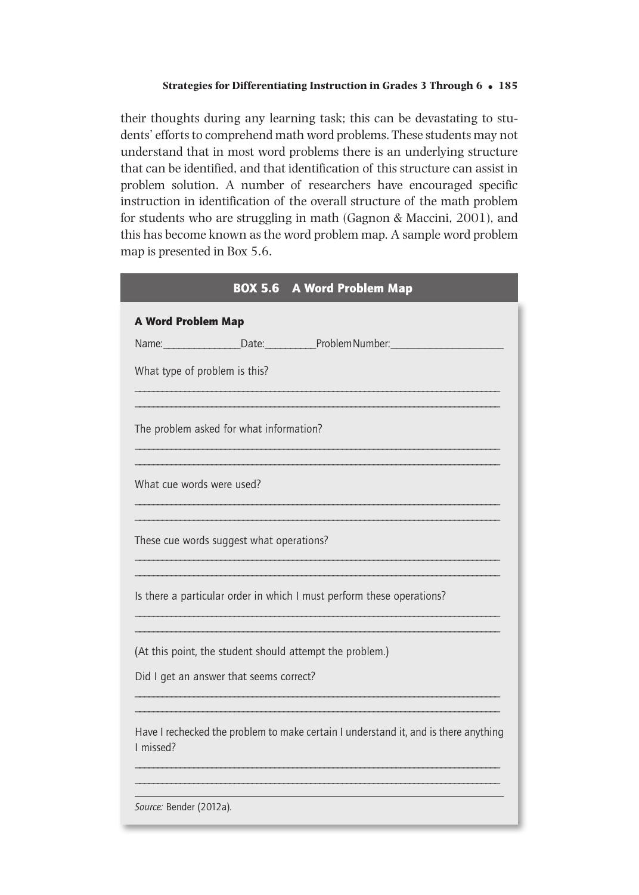their thoughts during any learning task; this can be devastating to students' efforts to comprehend math word problems. These students may not understand that in most word problems there is an underlying structure that can be identified, and that identification of this structure can assist in problem solution. A number of researchers have encouraged specific instruction in identification of the overall structure of the math problem for students who are struggling in math (Gagnon & Maccini, 2001), and this has become known as the word problem map. A sample word problem map is presented in Box 5.6.

## BOX 5.6 A Word Problem Map

**A Word Problem Map**

Name:_______________Date:__________Problem Number:_____________________

What type of problem is this?

_______________________________________________________________________________

_______________________________________________________________________________

The problem asked for what information?

_______________________________________________________________________________

_______________________________________________________________________________

What cue words were used?

_______________________________________________________________________________

_______________________________________________________________________________

These cue words suggest what operations?

_______________________________________________________________________________

_______________________________________________________________________________

Is there a particular order in which I must perform these operations?

_______________________________________________________________________________

_______________________________________________________________________________

(At this point, the student should attempt the problem.)

Did I get an answer that seems correct?

_______________________________________________________________________________

_______________________________________________________________________________

Have I rechecked the problem to make certain I understand it, and is there anything I missed?

_______________________________________________________________________________

_______________________________________________________________________________

*Source:* Bender (2012a).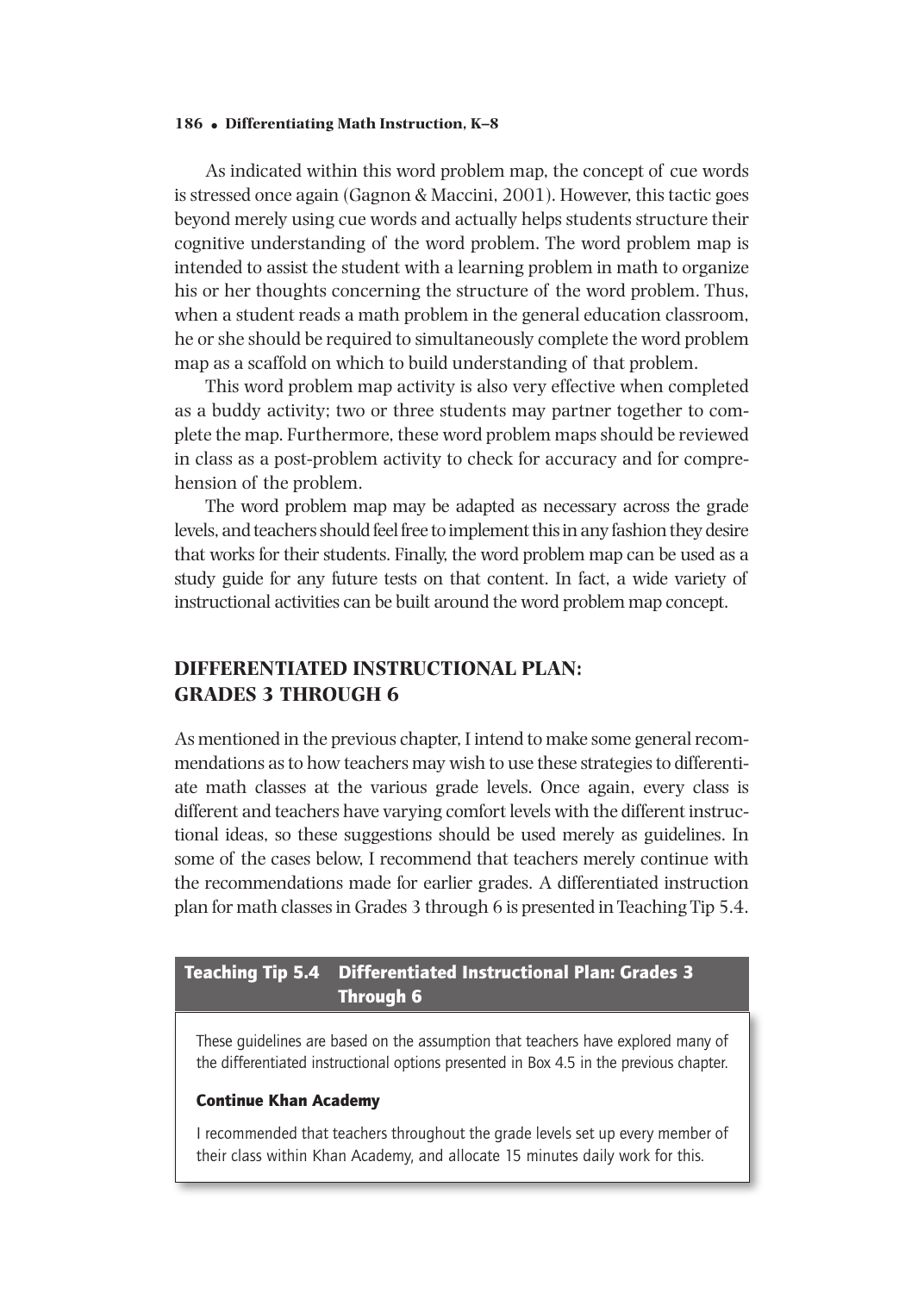As indicated within this word problem map, the concept of cue words is stressed once again (Gagnon & Maccini, 2001). However, this tactic goes beyond merely using cue words and actually helps students structure their cognitive understanding of the word problem. The word problem map is intended to assist the student with a learning problem in math to organize his or her thoughts concerning the structure of the word problem. Thus, when a student reads a math problem in the general education classroom, he or she should be required to simultaneously complete the word problem map as a scaffold on which to build understanding of that problem.

This word problem map activity is also very effective when completed as a buddy activity; two or three students may partner together to complete the map. Furthermore, these word problem maps should be reviewed in class as a post-problem activity to check for accuracy and for comprehension of the problem.

The word problem map may be adapted as necessary across the grade levels, and teachers should feel free to implement this in any fashion they desire that works for their students. Finally, the word problem map can be used as a study guide for any future tests on that content. In fact, a wide variety of instructional activities can be built around the word problem map concept.

## DIFFERENTIATED INSTRUCTIONAL PLAN: GRADES 3 THROUGH 6

As mentioned in the previous chapter, I intend to make some general recommendations as to how teachers may wish to use these strategies to differentiate math classes at the various grade levels. Once again, every class is different and teachers have varying comfort levels with the different instructional ideas, so these suggestions should be used merely as guidelines. In some of the cases below, I recommend that teachers merely continue with the recommendations made for earlier grades. A differentiated instruction plan for math classes in Grades 3 through 6 is presented in Teaching Tip 5.4.

### Teaching Tip 5.4 Differentiated Instructional Plan: Grades 3 Through 6

These guidelines are based on the assumption that teachers have explored many of the differentiated instructional options presented in Box 4.5 in the previous chapter.

**Continue Khan Academy**

I recommended that teachers throughout the grade levels set up every member of their class within Khan Academy, and allocate 15 minutes daily work for this.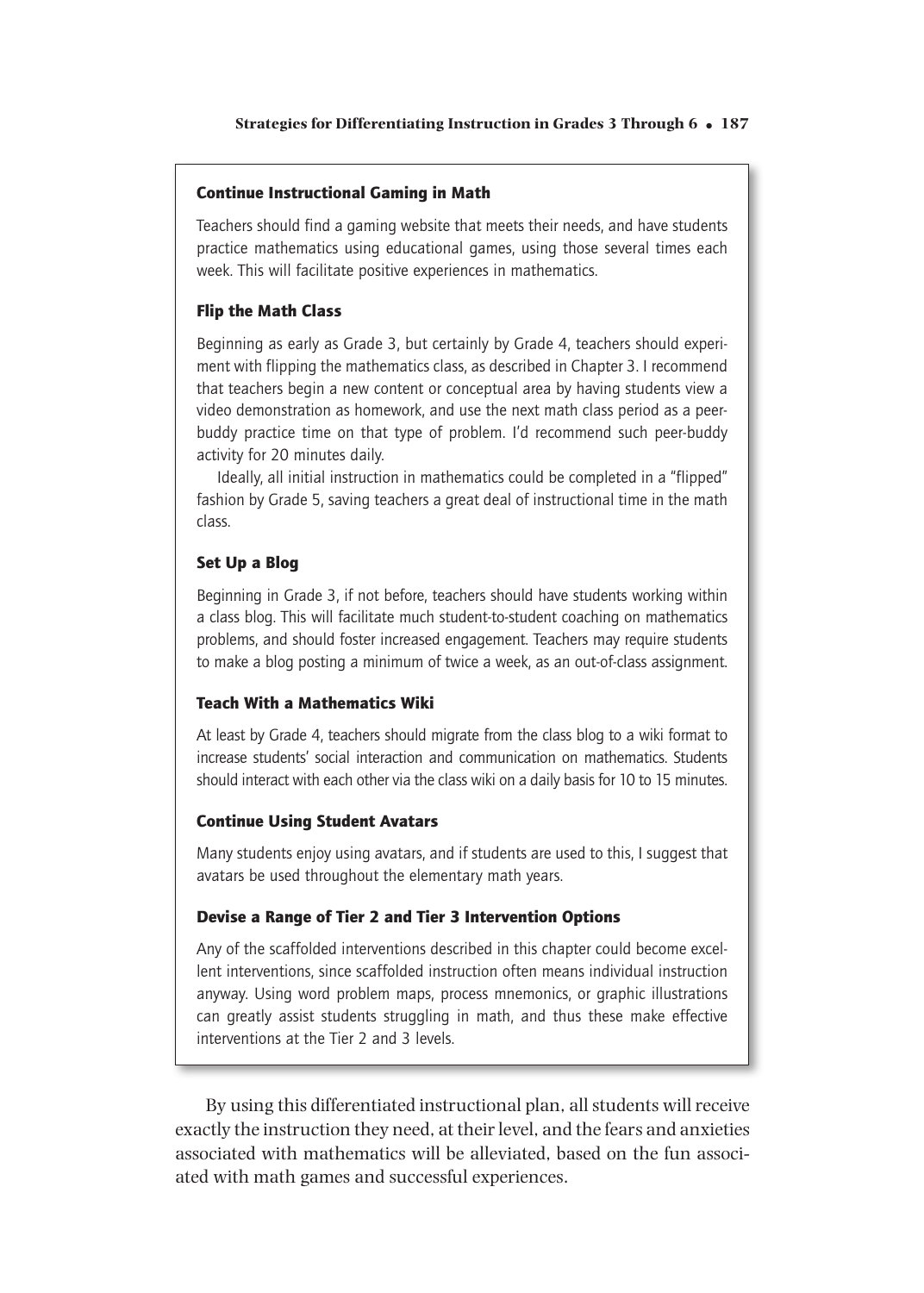#### Continue Instructional Gaming in Math

Teachers should find a gaming website that meets their needs, and have students practice mathematics using educational games, using those several times each week. This will facilitate positive experiences in mathematics.

#### Flip the Math Class

Beginning as early as Grade 3, but certainly by Grade 4, teachers should experiment with flipping the mathematics class, as described in Chapter 3. I recommend that teachers begin a new content or conceptual area by having students view a video demonstration as homework, and use the next math class period as a peer-buddy practice time on that type of problem. I'd recommend such peer-buddy activity for 20 minutes daily.

Ideally, all initial instruction in mathematics could be completed in a "flipped" fashion by Grade 5, saving teachers a great deal of instructional time in the math class.

#### Set Up a Blog

Beginning in Grade 3, if not before, teachers should have students working within a class blog. This will facilitate much student-to-student coaching on mathematics problems, and should foster increased engagement. Teachers may require students to make a blog posting a minimum of twice a week, as an out-of-class assignment.

#### Teach With a Mathematics Wiki

At least by Grade 4, teachers should migrate from the class blog to a wiki format to increase students' social interaction and communication on mathematics. Students should interact with each other via the class wiki on a daily basis for 10 to 15 minutes.

#### Continue Using Student Avatars

Many students enjoy using avatars, and if students are used to this, I suggest that avatars be used throughout the elementary math years.

#### Devise a Range of Tier 2 and Tier 3 Intervention Options

Any of the scaffolded interventions described in this chapter could become excellent interventions, since scaffolded instruction often means individual instruction anyway. Using word problem maps, process mnemonics, or graphic illustrations can greatly assist students struggling in math, and thus these make effective interventions at the Tier 2 and 3 levels.

By using this differentiated instructional plan, all students will receive exactly the instruction they need, at their level, and the fears and anxieties associated with mathematics will be alleviated, based on the fun associated with math games and successful experiences.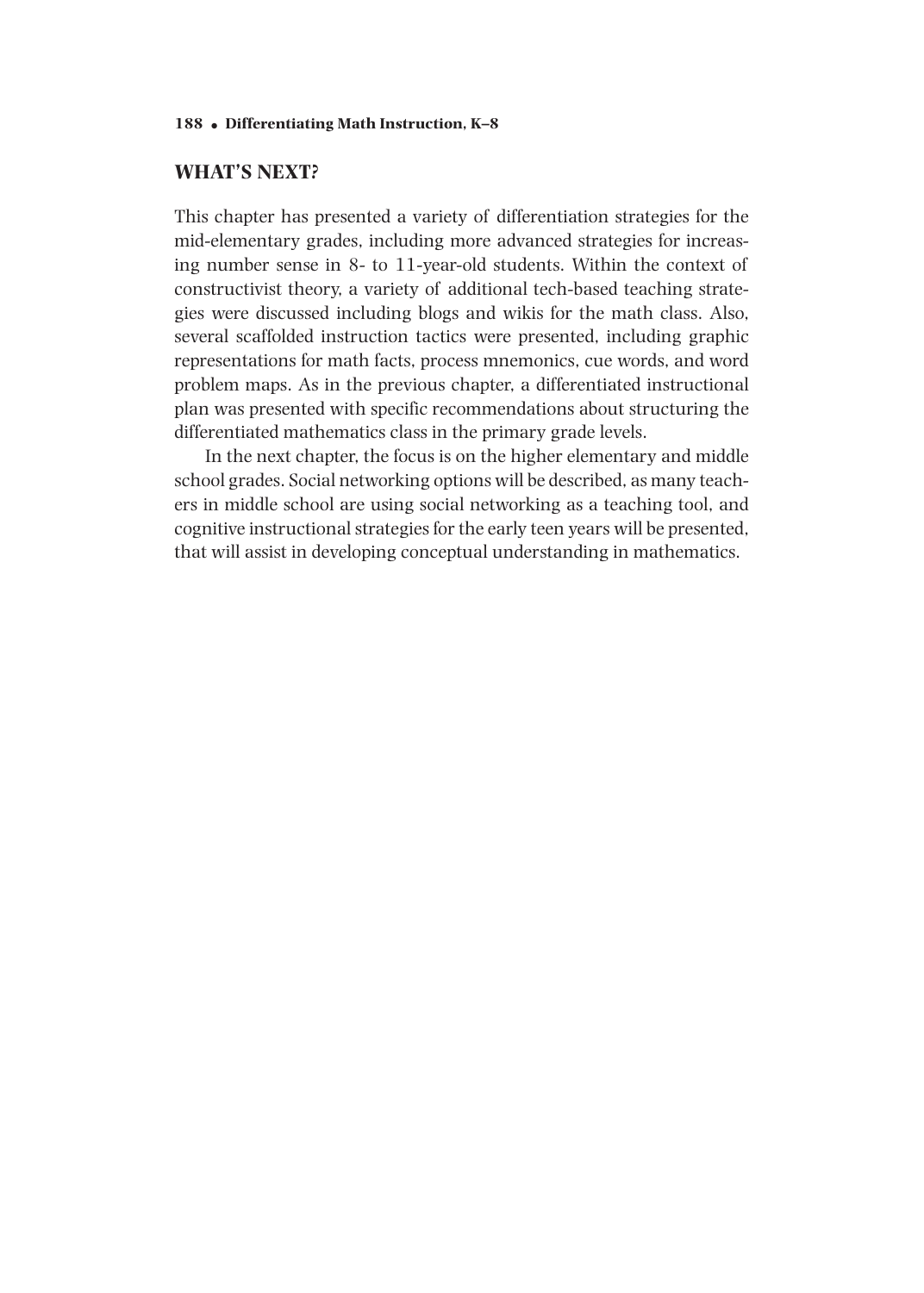## WHAT'S NEXT?

This chapter has presented a variety of differentiation strategies for the mid-elementary grades, including more advanced strategies for increasing number sense in 8- to 11-year-old students. Within the context of constructivist theory, a variety of additional tech-based teaching strategies were discussed including blogs and wikis for the math class. Also, several scaffolded instruction tactics were presented, including graphic representations for math facts, process mnemonics, cue words, and word problem maps. As in the previous chapter, a differentiated instructional plan was presented with specific recommendations about structuring the differentiated mathematics class in the primary grade levels.

In the next chapter, the focus is on the higher elementary and middle school grades. Social networking options will be described, as many teachers in middle school are using social networking as a teaching tool, and cognitive instructional strategies for the early teen years will be presented, that will assist in developing conceptual understanding in mathematics.